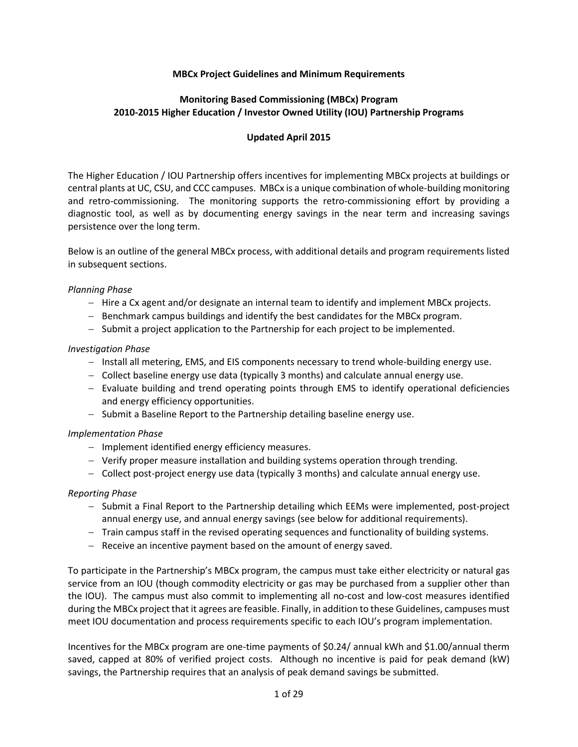# MBCx Project Guidelines and Minimum Requirements

## Monitoring Based Commissioning (MBCx) Program
## 2010-2015 Higher Education / Investor Owned Utility (IOU) Partnership Programs

**Updated April 2015**

The Higher Education / IOU Partnership offers incentives for implementing MBCx projects at buildings or central plants at UC, CSU, and CCC campuses. MBCx is a unique combination of whole-building monitoring and retro-commissioning. The monitoring supports the retro-commissioning effort by providing a diagnostic tool, as well as by documenting energy savings in the near term and increasing savings persistence over the long term.

Below is an outline of the general MBCx process, with additional details and program requirements listed in subsequent sections.

*Planning Phase*

- Hire a Cx agent and/or designate an internal team to identify and implement MBCx projects.
- Benchmark campus buildings and identify the best candidates for the MBCx program.
- Submit a project application to the Partnership for each project to be implemented.

*Investigation Phase*

- Install all metering, EMS, and EIS components necessary to trend whole-building energy use.
- Collect baseline energy use data (typically 3 months) and calculate annual energy use.
- Evaluate building and trend operating points through EMS to identify operational deficiencies and energy efficiency opportunities.
- Submit a Baseline Report to the Partnership detailing baseline energy use.

*Implementation Phase*

- Implement identified energy efficiency measures.
- Verify proper measure installation and building systems operation through trending.
- Collect post-project energy use data (typically 3 months) and calculate annual energy use.

*Reporting Phase*

- Submit a Final Report to the Partnership detailing which EEMs were implemented, post-project annual energy use, and annual energy savings (see below for additional requirements).
- Train campus staff in the revised operating sequences and functionality of building systems.
- Receive an incentive payment based on the amount of energy saved.

To participate in the Partnership's MBCx program, the campus must take either electricity or natural gas service from an IOU (though commodity electricity or gas may be purchased from a supplier other than the IOU). The campus must also commit to implementing all no-cost and low-cost measures identified during the MBCx project that it agrees are feasible. Finally, in addition to these Guidelines, campuses must meet IOU documentation and process requirements specific to each IOU's program implementation.

Incentives for the MBCx program are one-time payments of $0.24/ annual kWh and $1.00/annual therm saved, capped at 80% of verified project costs. Although no incentive is paid for peak demand (kW) savings, the Partnership requires that an analysis of peak demand savings be submitted.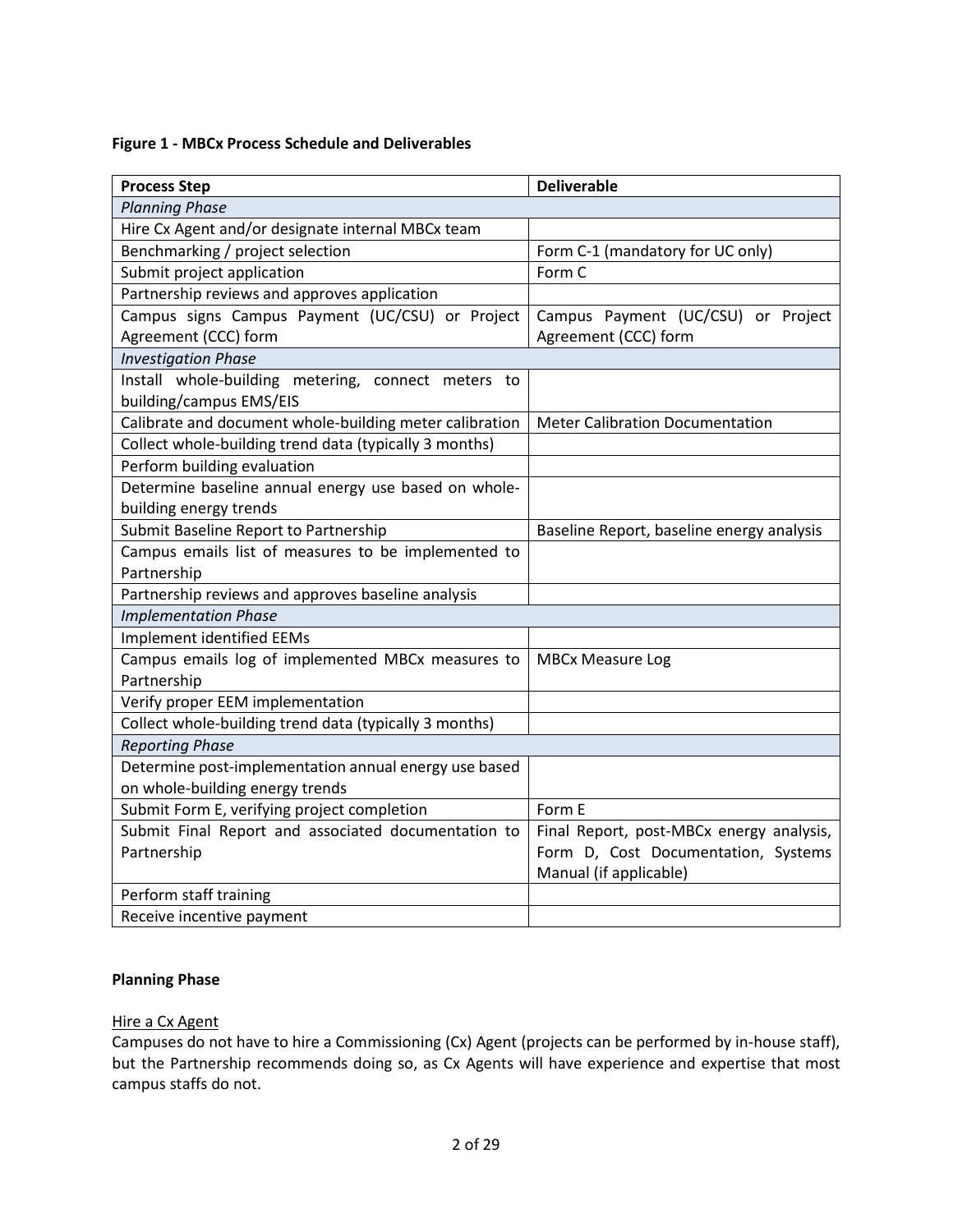**Figure 1 - MBCx Process Schedule and Deliverables**

| Process Step | Deliverable |
|---|---|
| *Planning Phase* | |
| Hire Cx Agent and/or designate internal MBCx team | |
| Benchmarking / project selection | Form C-1 (mandatory for UC only) |
| Submit project application | Form C |
| Partnership reviews and approves application | |
| Campus signs Campus Payment (UC/CSU) or Project Agreement (CCC) form | Campus Payment (UC/CSU) or Project Agreement (CCC) form |
| *Investigation Phase* | |
| Install whole-building metering, connect meters to building/campus EMS/EIS | |
| Calibrate and document whole-building meter calibration | Meter Calibration Documentation |
| Collect whole-building trend data (typically 3 months) | |
| Perform building evaluation | |
| Determine baseline annual energy use based on whole-building energy trends | |
| Submit Baseline Report to Partnership | Baseline Report, baseline energy analysis |
| Campus emails list of measures to be implemented to Partnership | |
| Partnership reviews and approves baseline analysis | |
| *Implementation Phase* | |
| Implement identified EEMs | |
| Campus emails log of implemented MBCx measures to Partnership | MBCx Measure Log |
| Verify proper EEM implementation | |
| Collect whole-building trend data (typically 3 months) | |
| *Reporting Phase* | |
| Determine post-implementation annual energy use based on whole-building energy trends | |
| Submit Form E, verifying project completion | Form E |
| Submit Final Report and associated documentation to Partnership | Final Report, post-MBCx energy analysis, Form D, Cost Documentation, Systems Manual (if applicable) |
| Perform staff training | |
| Receive incentive payment | |

**Planning Phase**

Hire a Cx Agent

Campuses do not have to hire a Commissioning (Cx) Agent (projects can be performed by in-house staff), but the Partnership recommends doing so, as Cx Agents will have experience and expertise that most campus staffs do not.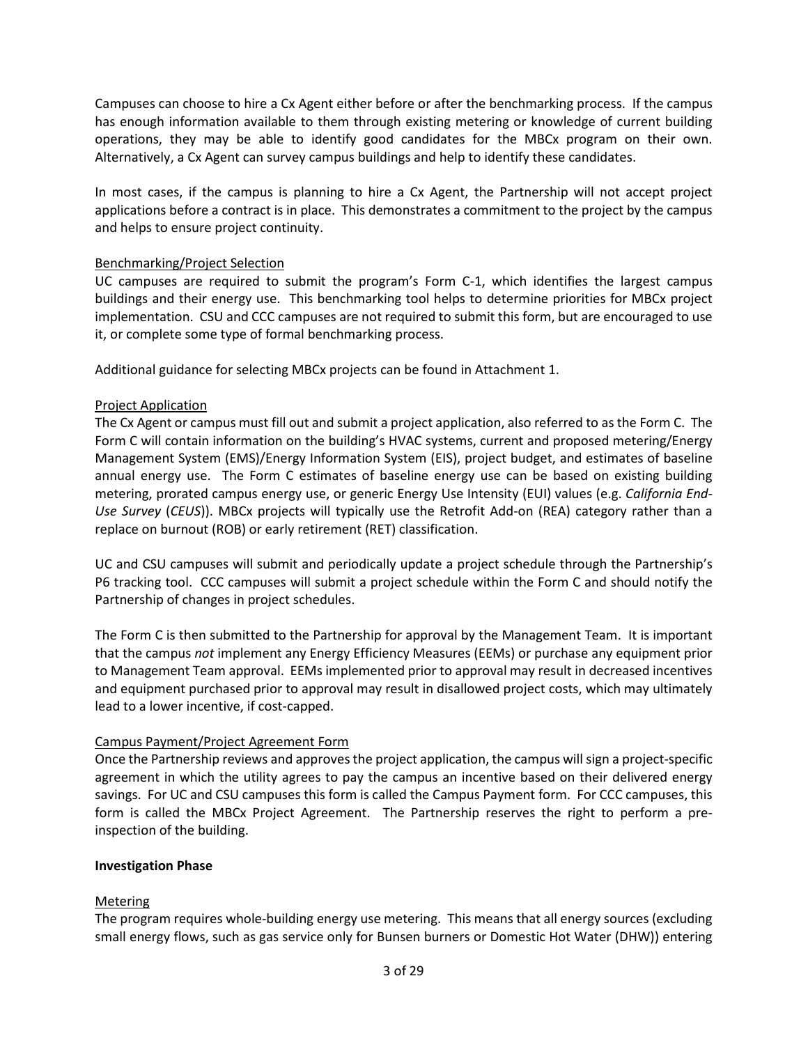Campuses can choose to hire a Cx Agent either before or after the benchmarking process. If the campus has enough information available to them through existing metering or knowledge of current building operations, they may be able to identify good candidates for the MBCx program on their own. Alternatively, a Cx Agent can survey campus buildings and help to identify these candidates.

In most cases, if the campus is planning to hire a Cx Agent, the Partnership will not accept project applications before a contract is in place. This demonstrates a commitment to the project by the campus and helps to ensure project continuity.

Benchmarking/Project Selection

UC campuses are required to submit the program's Form C-1, which identifies the largest campus buildings and their energy use. This benchmarking tool helps to determine priorities for MBCx project implementation. CSU and CCC campuses are not required to submit this form, but are encouraged to use it, or complete some type of formal benchmarking process.

Additional guidance for selecting MBCx projects can be found in Attachment 1.

Project Application

The Cx Agent or campus must fill out and submit a project application, also referred to as the Form C. The Form C will contain information on the building's HVAC systems, current and proposed metering/Energy Management System (EMS)/Energy Information System (EIS), project budget, and estimates of baseline annual energy use. The Form C estimates of baseline energy use can be based on existing building metering, prorated campus energy use, or generic Energy Use Intensity (EUI) values (e.g. *California End-Use Survey* (*CEUS*)). MBCx projects will typically use the Retrofit Add-on (REA) category rather than a replace on burnout (ROB) or early retirement (RET) classification.

UC and CSU campuses will submit and periodically update a project schedule through the Partnership's P6 tracking tool. CCC campuses will submit a project schedule within the Form C and should notify the Partnership of changes in project schedules.

The Form C is then submitted to the Partnership for approval by the Management Team. It is important that the campus *not* implement any Energy Efficiency Measures (EEMs) or purchase any equipment prior to Management Team approval. EEMs implemented prior to approval may result in decreased incentives and equipment purchased prior to approval may result in disallowed project costs, which may ultimately lead to a lower incentive, if cost-capped.

Campus Payment/Project Agreement Form

Once the Partnership reviews and approves the project application, the campus will sign a project-specific agreement in which the utility agrees to pay the campus an incentive based on their delivered energy savings. For UC and CSU campuses this form is called the Campus Payment form. For CCC campuses, this form is called the MBCx Project Agreement. The Partnership reserves the right to perform a pre-inspection of the building.

**Investigation Phase**

Metering

The program requires whole-building energy use metering. This means that all energy sources (excluding small energy flows, such as gas service only for Bunsen burners or Domestic Hot Water (DHW)) entering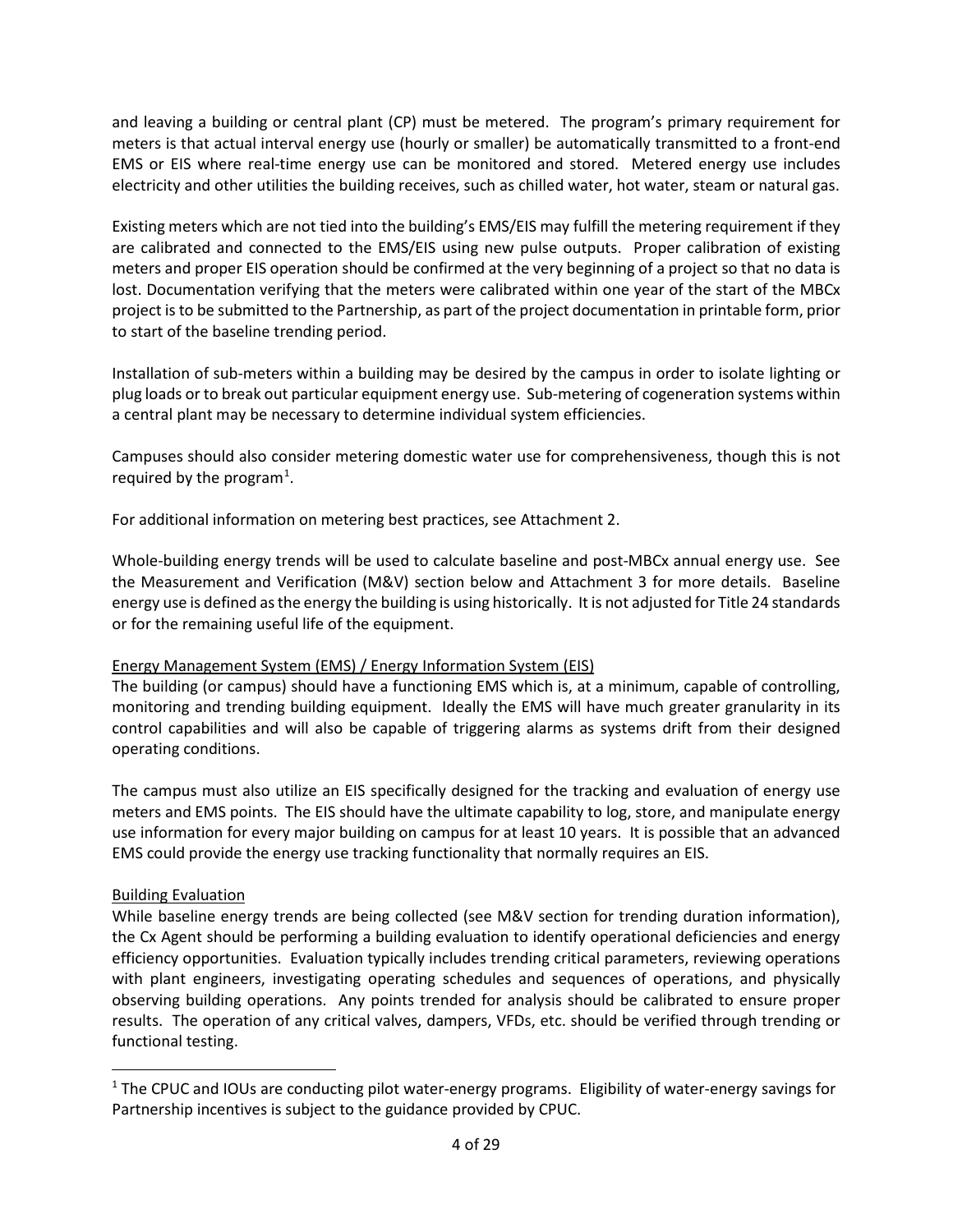and leaving a building or central plant (CP) must be metered. The program's primary requirement for meters is that actual interval energy use (hourly or smaller) be automatically transmitted to a front-end EMS or EIS where real-time energy use can be monitored and stored. Metered energy use includes electricity and other utilities the building receives, such as chilled water, hot water, steam or natural gas.

Existing meters which are not tied into the building's EMS/EIS may fulfill the metering requirement if they are calibrated and connected to the EMS/EIS using new pulse outputs. Proper calibration of existing meters and proper EIS operation should be confirmed at the very beginning of a project so that no data is lost. Documentation verifying that the meters were calibrated within one year of the start of the MBCx project is to be submitted to the Partnership, as part of the project documentation in printable form, prior to start of the baseline trending period.

Installation of sub-meters within a building may be desired by the campus in order to isolate lighting or plug loads or to break out particular equipment energy use. Sub-metering of cogeneration systems within a central plant may be necessary to determine individual system efficiencies.

Campuses should also consider metering domestic water use for comprehensiveness, though this is not required by the program[1].

For additional information on metering best practices, see Attachment 2.

Whole-building energy trends will be used to calculate baseline and post-MBCx annual energy use. See the Measurement and Verification (M&V) section below and Attachment 3 for more details. Baseline energy use is defined as the energy the building is using historically. It is not adjusted for Title 24 standards or for the remaining useful life of the equipment.

<u>Energy Management System (EMS) / Energy Information System (EIS)</u>

The building (or campus) should have a functioning EMS which is, at a minimum, capable of controlling, monitoring and trending building equipment. Ideally the EMS will have much greater granularity in its control capabilities and will also be capable of triggering alarms as systems drift from their designed operating conditions.

The campus must also utilize an EIS specifically designed for the tracking and evaluation of energy use meters and EMS points. The EIS should have the ultimate capability to log, store, and manipulate energy use information for every major building on campus for at least 10 years. It is possible that an advanced EMS could provide the energy use tracking functionality that normally requires an EIS.

<u>Building Evaluation</u>

While baseline energy trends are being collected (see M&V section for trending duration information), the Cx Agent should be performing a building evaluation to identify operational deficiencies and energy efficiency opportunities. Evaluation typically includes trending critical parameters, reviewing operations with plant engineers, investigating operating schedules and sequences of operations, and physically observing building operations. Any points trended for analysis should be calibrated to ensure proper results. The operation of any critical valves, dampers, VFDs, etc. should be verified through trending or functional testing.

---

[1] The CPUC and IOUs are conducting pilot water-energy programs. Eligibility of water-energy savings for Partnership incentives is subject to the guidance provided by CPUC.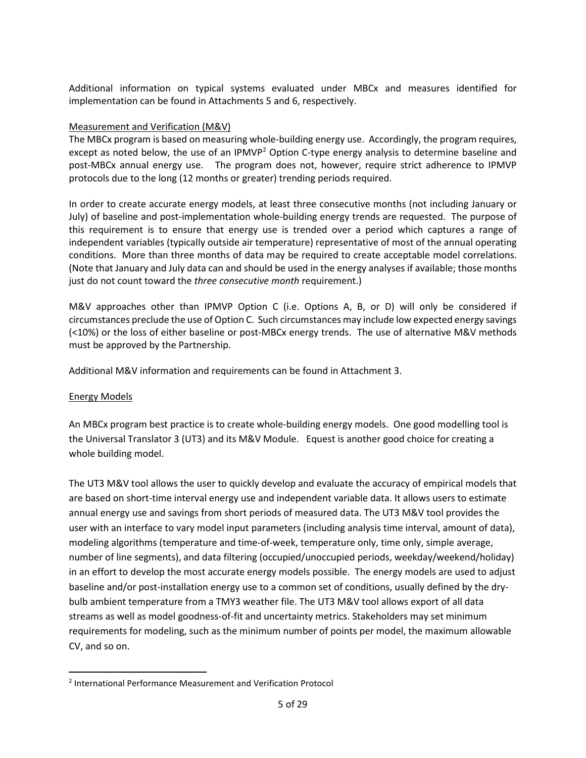Additional information on typical systems evaluated under MBCx and measures identified for implementation can be found in Attachments 5 and 6, respectively.

<u>Measurement and Verification (M&V)</u>

The MBCx program is based on measuring whole-building energy use. Accordingly, the program requires, except as noted below, the use of an IPMVP[2] Option C-type energy analysis to determine baseline and post-MBCx annual energy use. The program does not, however, require strict adherence to IPMVP protocols due to the long (12 months or greater) trending periods required.

In order to create accurate energy models, at least three consecutive months (not including January or July) of baseline and post-implementation whole-building energy trends are requested. The purpose of this requirement is to ensure that energy use is trended over a period which captures a range of independent variables (typically outside air temperature) representative of most of the annual operating conditions. More than three months of data may be required to create acceptable model correlations. (Note that January and July data can and should be used in the energy analyses if available; those months just do not count toward the *three consecutive month* requirement.)

M&V approaches other than IPMVP Option C (i.e. Options A, B, or D) will only be considered if circumstances preclude the use of Option C. Such circumstances may include low expected energy savings (<10%) or the loss of either baseline or post-MBCx energy trends. The use of alternative M&V methods must be approved by the Partnership.

Additional M&V information and requirements can be found in Attachment 3.

<u>Energy Models</u>

An MBCx program best practice is to create whole-building energy models. One good modelling tool is the Universal Translator 3 (UT3) and its M&V Module. Equest is another good choice for creating a whole building model.

The UT3 M&V tool allows the user to quickly develop and evaluate the accuracy of empirical models that are based on short-time interval energy use and independent variable data. It allows users to estimate annual energy use and savings from short periods of measured data. The UT3 M&V tool provides the user with an interface to vary model input parameters (including analysis time interval, amount of data), modeling algorithms (temperature and time-of-week, temperature only, time only, simple average, number of line segments), and data filtering (occupied/unoccupied periods, weekday/weekend/holiday) in an effort to develop the most accurate energy models possible. The energy models are used to adjust baseline and/or post-installation energy use to a common set of conditions, usually defined by the dry-bulb ambient temperature from a TMY3 weather file. The UT3 M&V tool allows export of all data streams as well as model goodness-of-fit and uncertainty metrics. Stakeholders may set minimum requirements for modeling, such as the minimum number of points per model, the maximum allowable CV, and so on.

---

[2] International Performance Measurement and Verification Protocol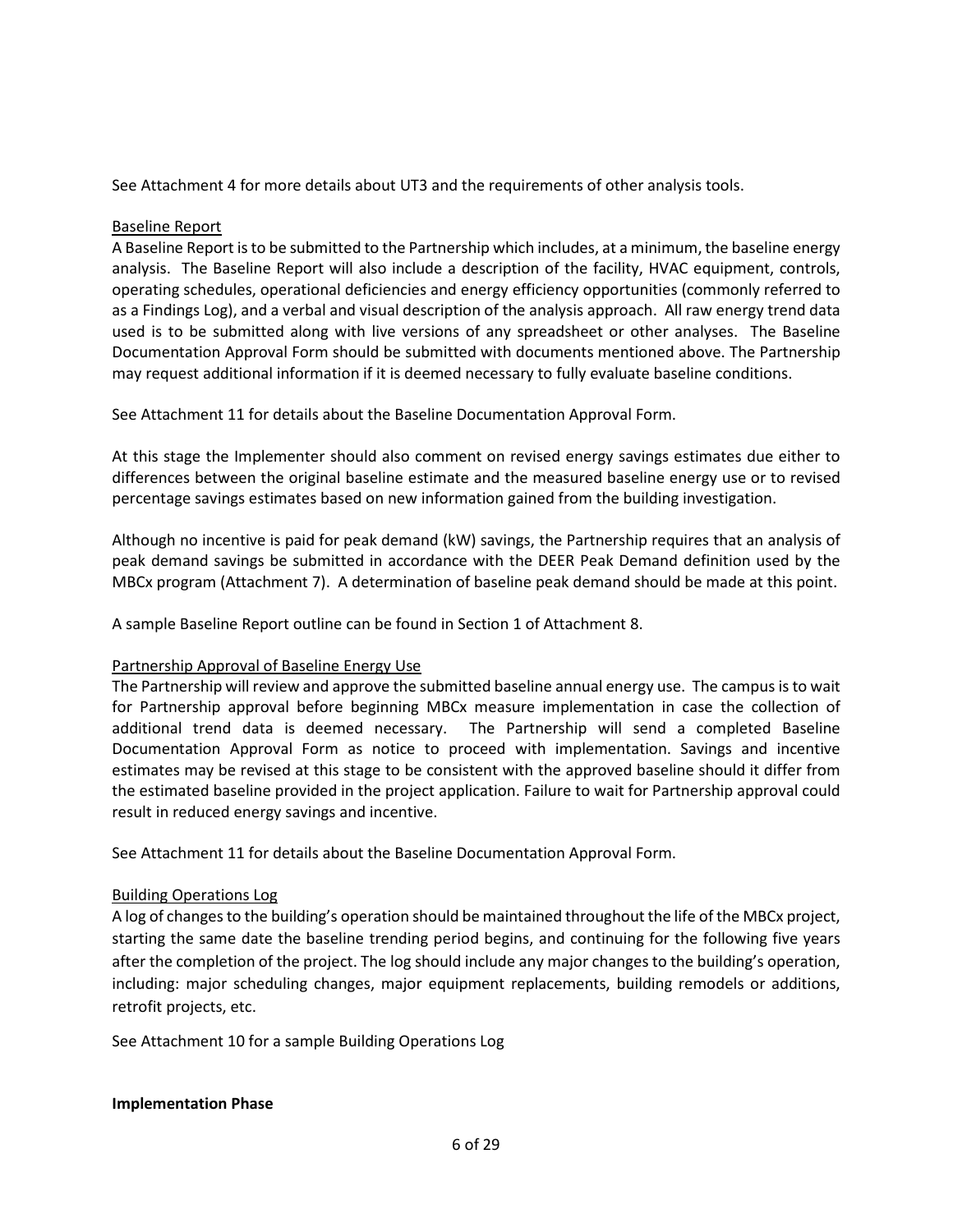See Attachment 4 for more details about UT3 and the requirements of other analysis tools.

<u>Baseline Report</u>

A Baseline Report is to be submitted to the Partnership which includes, at a minimum, the baseline energy analysis. The Baseline Report will also include a description of the facility, HVAC equipment, controls, operating schedules, operational deficiencies and energy efficiency opportunities (commonly referred to as a Findings Log), and a verbal and visual description of the analysis approach. All raw energy trend data used is to be submitted along with live versions of any spreadsheet or other analyses. The Baseline Documentation Approval Form should be submitted with documents mentioned above. The Partnership may request additional information if it is deemed necessary to fully evaluate baseline conditions.

See Attachment 11 for details about the Baseline Documentation Approval Form.

At this stage the Implementer should also comment on revised energy savings estimates due either to differences between the original baseline estimate and the measured baseline energy use or to revised percentage savings estimates based on new information gained from the building investigation.

Although no incentive is paid for peak demand (kW) savings, the Partnership requires that an analysis of peak demand savings be submitted in accordance with the DEER Peak Demand definition used by the MBCx program (Attachment 7). A determination of baseline peak demand should be made at this point.

A sample Baseline Report outline can be found in Section 1 of Attachment 8.

<u>Partnership Approval of Baseline Energy Use</u>

The Partnership will review and approve the submitted baseline annual energy use. The campus is to wait for Partnership approval before beginning MBCx measure implementation in case the collection of additional trend data is deemed necessary. The Partnership will send a completed Baseline Documentation Approval Form as notice to proceed with implementation. Savings and incentive estimates may be revised at this stage to be consistent with the approved baseline should it differ from the estimated baseline provided in the project application. Failure to wait for Partnership approval could result in reduced energy savings and incentive.

See Attachment 11 for details about the Baseline Documentation Approval Form.

<u>Building Operations Log</u>

A log of changes to the building's operation should be maintained throughout the life of the MBCx project, starting the same date the baseline trending period begins, and continuing for the following five years after the completion of the project. The log should include any major changes to the building's operation, including: major scheduling changes, major equipment replacements, building remodels or additions, retrofit projects, etc.

See Attachment 10 for a sample Building Operations Log

**Implementation Phase**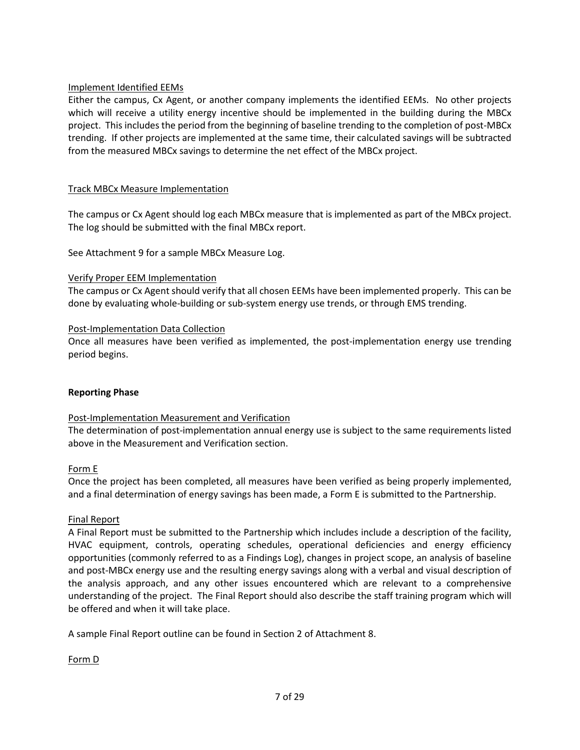Implement Identified EEMs

Either the campus, Cx Agent, or another company implements the identified EEMs. No other projects which will receive a utility energy incentive should be implemented in the building during the MBCx project. This includes the period from the beginning of baseline trending to the completion of post-MBCx trending. If other projects are implemented at the same time, their calculated savings will be subtracted from the measured MBCx savings to determine the net effect of the MBCx project.

Track MBCx Measure Implementation

The campus or Cx Agent should log each MBCx measure that is implemented as part of the MBCx project. The log should be submitted with the final MBCx report.

See Attachment 9 for a sample MBCx Measure Log.

Verify Proper EEM Implementation

The campus or Cx Agent should verify that all chosen EEMs have been implemented properly. This can be done by evaluating whole-building or sub-system energy use trends, or through EMS trending.

Post-Implementation Data Collection

Once all measures have been verified as implemented, the post-implementation energy use trending period begins.

**Reporting Phase**

Post-Implementation Measurement and Verification

The determination of post-implementation annual energy use is subject to the same requirements listed above in the Measurement and Verification section.

Form E

Once the project has been completed, all measures have been verified as being properly implemented, and a final determination of energy savings has been made, a Form E is submitted to the Partnership.

Final Report

A Final Report must be submitted to the Partnership which includes include a description of the facility, HVAC equipment, controls, operating schedules, operational deficiencies and energy efficiency opportunities (commonly referred to as a Findings Log), changes in project scope, an analysis of baseline and post-MBCx energy use and the resulting energy savings along with a verbal and visual description of the analysis approach, and any other issues encountered which are relevant to a comprehensive understanding of the project. The Final Report should also describe the staff training program which will be offered and when it will take place.

A sample Final Report outline can be found in Section 2 of Attachment 8.

Form D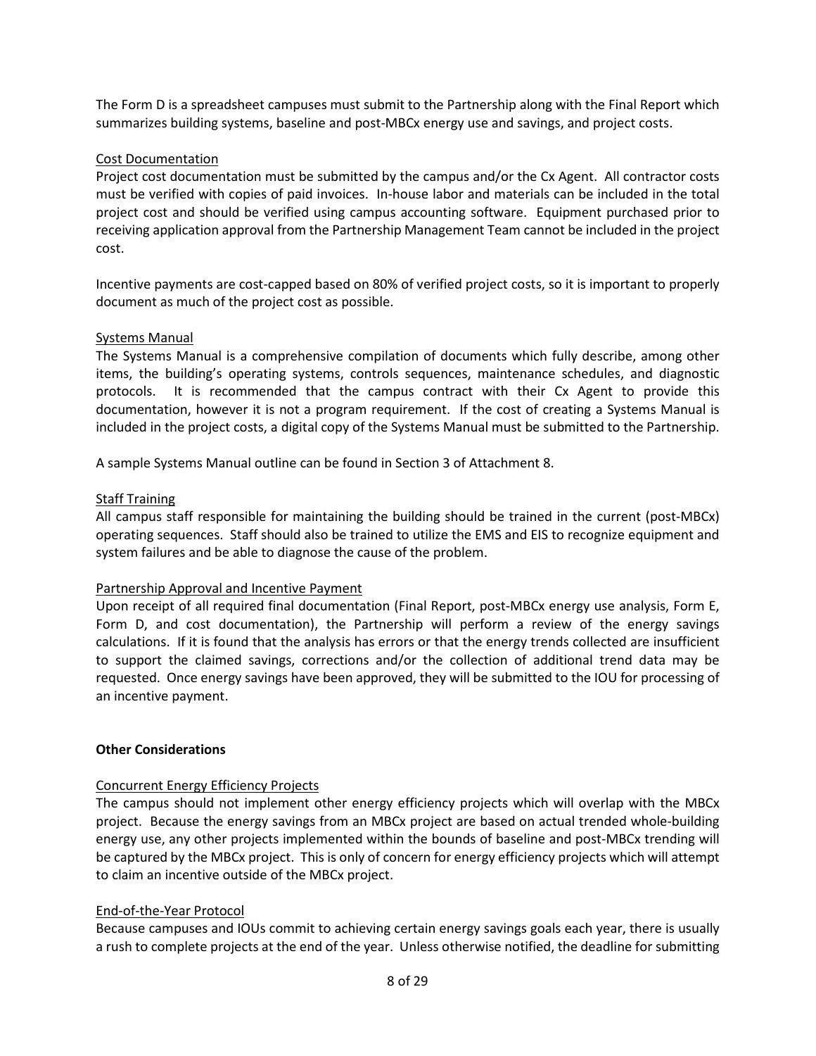The Form D is a spreadsheet campuses must submit to the Partnership along with the Final Report which summarizes building systems, baseline and post-MBCx energy use and savings, and project costs.

<u>Cost Documentation</u>

Project cost documentation must be submitted by the campus and/or the Cx Agent. All contractor costs must be verified with copies of paid invoices. In-house labor and materials can be included in the total project cost and should be verified using campus accounting software. Equipment purchased prior to receiving application approval from the Partnership Management Team cannot be included in the project cost.

Incentive payments are cost-capped based on 80% of verified project costs, so it is important to properly document as much of the project cost as possible.

<u>Systems Manual</u>

The Systems Manual is a comprehensive compilation of documents which fully describe, among other items, the building's operating systems, controls sequences, maintenance schedules, and diagnostic protocols. It is recommended that the campus contract with their Cx Agent to provide this documentation, however it is not a program requirement. If the cost of creating a Systems Manual is included in the project costs, a digital copy of the Systems Manual must be submitted to the Partnership.

A sample Systems Manual outline can be found in Section 3 of Attachment 8.

<u>Staff Training</u>

All campus staff responsible for maintaining the building should be trained in the current (post-MBCx) operating sequences. Staff should also be trained to utilize the EMS and EIS to recognize equipment and system failures and be able to diagnose the cause of the problem.

<u>Partnership Approval and Incentive Payment</u>

Upon receipt of all required final documentation (Final Report, post-MBCx energy use analysis, Form E, Form D, and cost documentation), the Partnership will perform a review of the energy savings calculations. If it is found that the analysis has errors or that the energy trends collected are insufficient to support the claimed savings, corrections and/or the collection of additional trend data may be requested. Once energy savings have been approved, they will be submitted to the IOU for processing of an incentive payment.

**Other Considerations**

<u>Concurrent Energy Efficiency Projects</u>

The campus should not implement other energy efficiency projects which will overlap with the MBCx project. Because the energy savings from an MBCx project are based on actual trended whole-building energy use, any other projects implemented within the bounds of baseline and post-MBCx trending will be captured by the MBCx project. This is only of concern for energy efficiency projects which will attempt to claim an incentive outside of the MBCx project.

<u>End-of-the-Year Protocol</u>

Because campuses and IOUs commit to achieving certain energy savings goals each year, there is usually a rush to complete projects at the end of the year. Unless otherwise notified, the deadline for submitting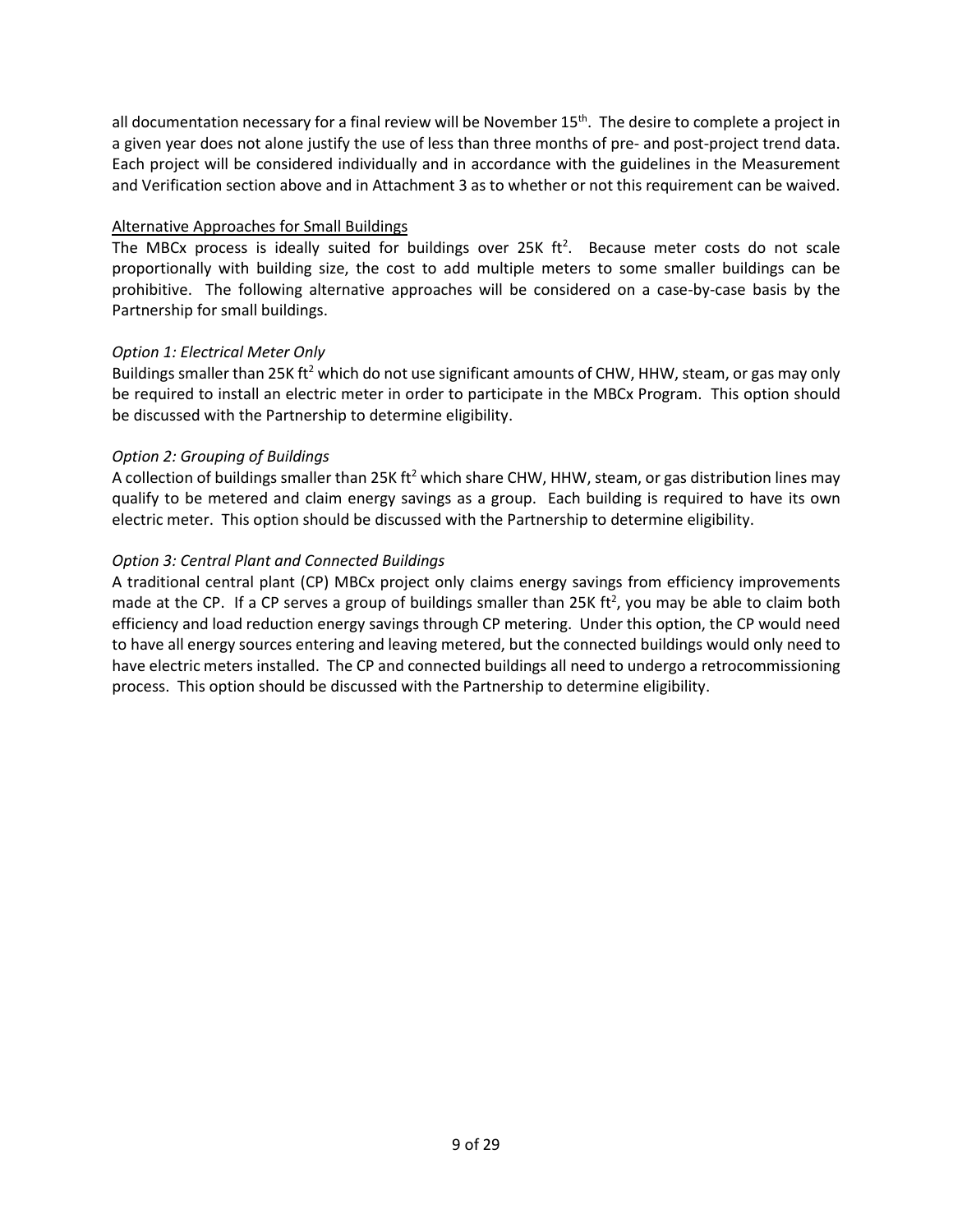all documentation necessary for a final review will be November 15th. The desire to complete a project in a given year does not alone justify the use of less than three months of pre- and post-project trend data. Each project will be considered individually and in accordance with the guidelines in the Measurement and Verification section above and in Attachment 3 as to whether or not this requirement can be waived.

## Alternative Approaches for Small Buildings

The MBCx process is ideally suited for buildings over 25K $ft^2$. Because meter costs do not scale proportionally with building size, the cost to add multiple meters to some smaller buildings can be prohibitive. The following alternative approaches will be considered on a case-by-case basis by the Partnership for small buildings.

### *Option 1: Electrical Meter Only*

Buildings smaller than 25K $ft^2$ which do not use significant amounts of CHW, HHW, steam, or gas may only be required to install an electric meter in order to participate in the MBCx Program. This option should be discussed with the Partnership to determine eligibility.

### *Option 2: Grouping of Buildings*

A collection of buildings smaller than 25K $ft^2$ which share CHW, HHW, steam, or gas distribution lines may qualify to be metered and claim energy savings as a group. Each building is required to have its own electric meter. This option should be discussed with the Partnership to determine eligibility.

### *Option 3: Central Plant and Connected Buildings*

A traditional central plant (CP) MBCx project only claims energy savings from efficiency improvements made at the CP. If a CP serves a group of buildings smaller than 25K $ft^2$, you may be able to claim both efficiency and load reduction energy savings through CP metering. Under this option, the CP would need to have all energy sources entering and leaving metered, but the connected buildings would only need to have electric meters installed. The CP and connected buildings all need to undergo a retrocommissioning process. This option should be discussed with the Partnership to determine eligibility.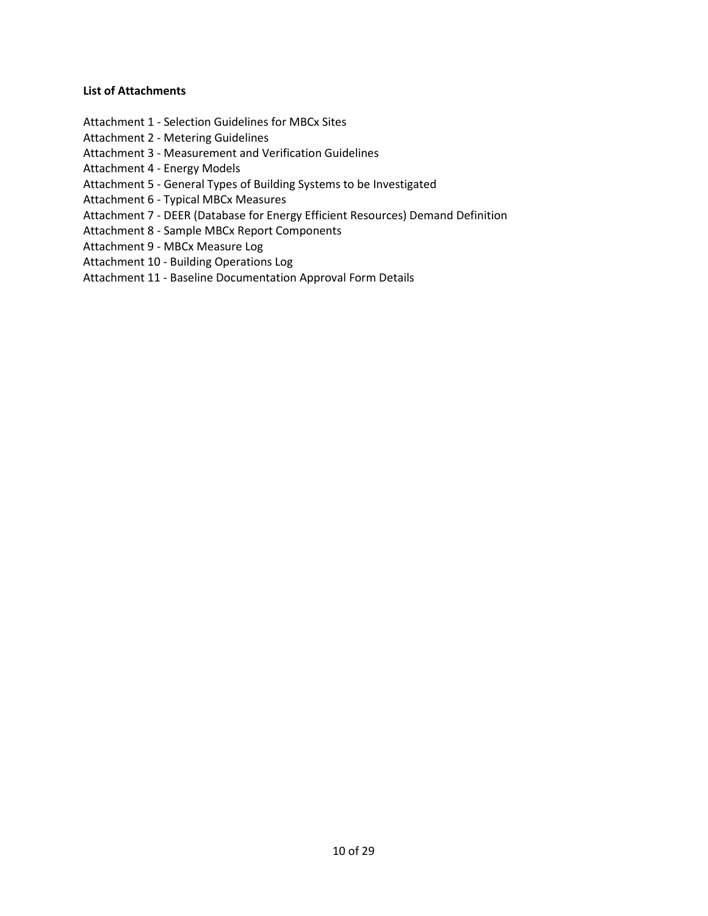**List of Attachments**

Attachment 1 - Selection Guidelines for MBCx Sites
Attachment 2 - Metering Guidelines
Attachment 3 - Measurement and Verification Guidelines
Attachment 4 - Energy Models
Attachment 5 - General Types of Building Systems to be Investigated
Attachment 6 - Typical MBCx Measures
Attachment 7 - DEER (Database for Energy Efficient Resources) Demand Definition
Attachment 8 - Sample MBCx Report Components
Attachment 9 - MBCx Measure Log
Attachment 10 - Building Operations Log
Attachment 11 - Baseline Documentation Approval Form Details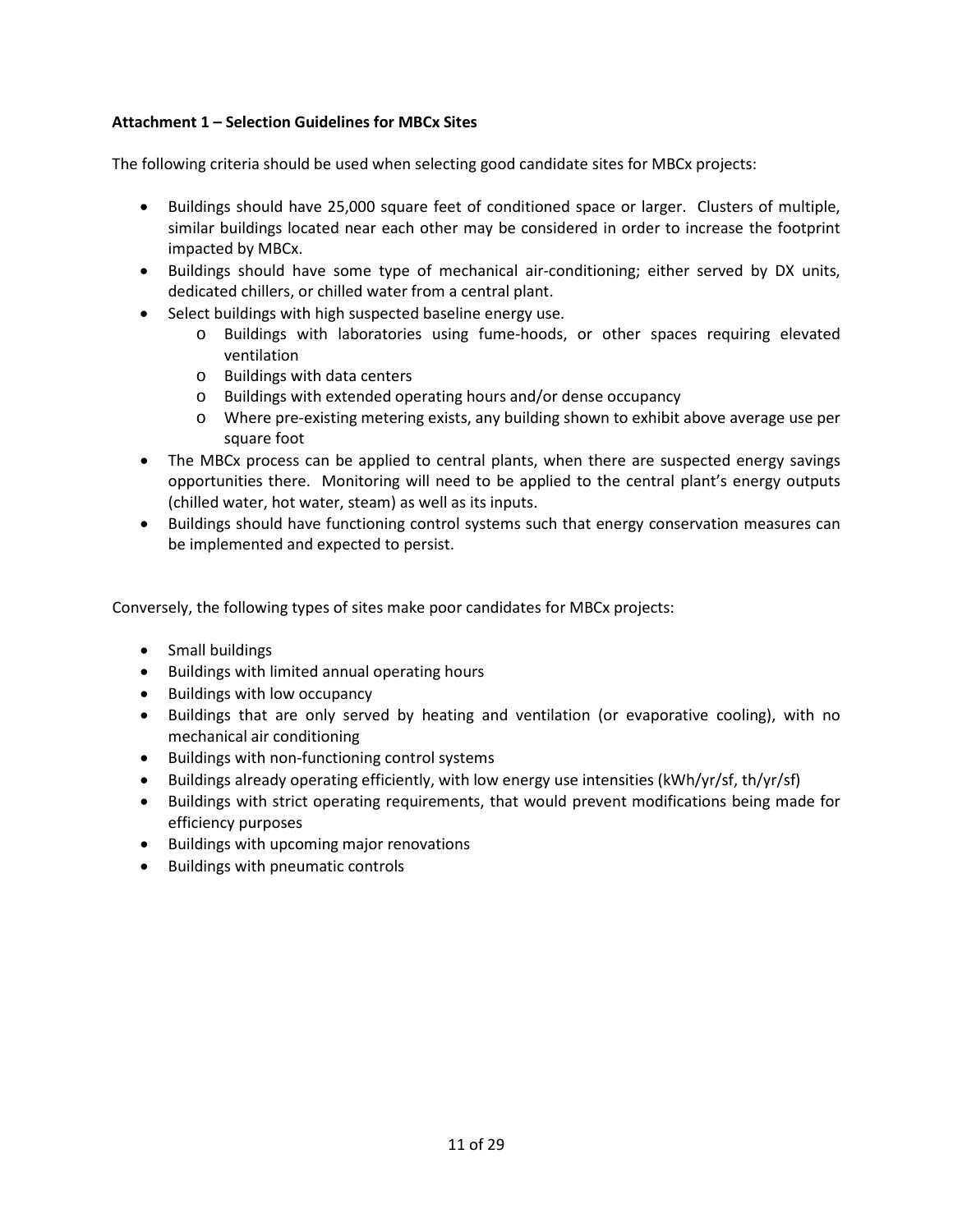**Attachment 1 – Selection Guidelines for MBCx Sites**

The following criteria should be used when selecting good candidate sites for MBCx projects:

- Buildings should have 25,000 square feet of conditioned space or larger. Clusters of multiple, similar buildings located near each other may be considered in order to increase the footprint impacted by MBCx.
- Buildings should have some type of mechanical air-conditioning; either served by DX units, dedicated chillers, or chilled water from a central plant.
- Select buildings with high suspected baseline energy use.
    - Buildings with laboratories using fume-hoods, or other spaces requiring elevated ventilation
    - Buildings with data centers
    - Buildings with extended operating hours and/or dense occupancy
    - Where pre-existing metering exists, any building shown to exhibit above average use per square foot
- The MBCx process can be applied to central plants, when there are suspected energy savings opportunities there. Monitoring will need to be applied to the central plant's energy outputs (chilled water, hot water, steam) as well as its inputs.
- Buildings should have functioning control systems such that energy conservation measures can be implemented and expected to persist.

Conversely, the following types of sites make poor candidates for MBCx projects:

- Small buildings
- Buildings with limited annual operating hours
- Buildings with low occupancy
- Buildings that are only served by heating and ventilation (or evaporative cooling), with no mechanical air conditioning
- Buildings with non-functioning control systems
- Buildings already operating efficiently, with low energy use intensities (kWh/yr/sf, th/yr/sf)
- Buildings with strict operating requirements, that would prevent modifications being made for efficiency purposes
- Buildings with upcoming major renovations
- Buildings with pneumatic controls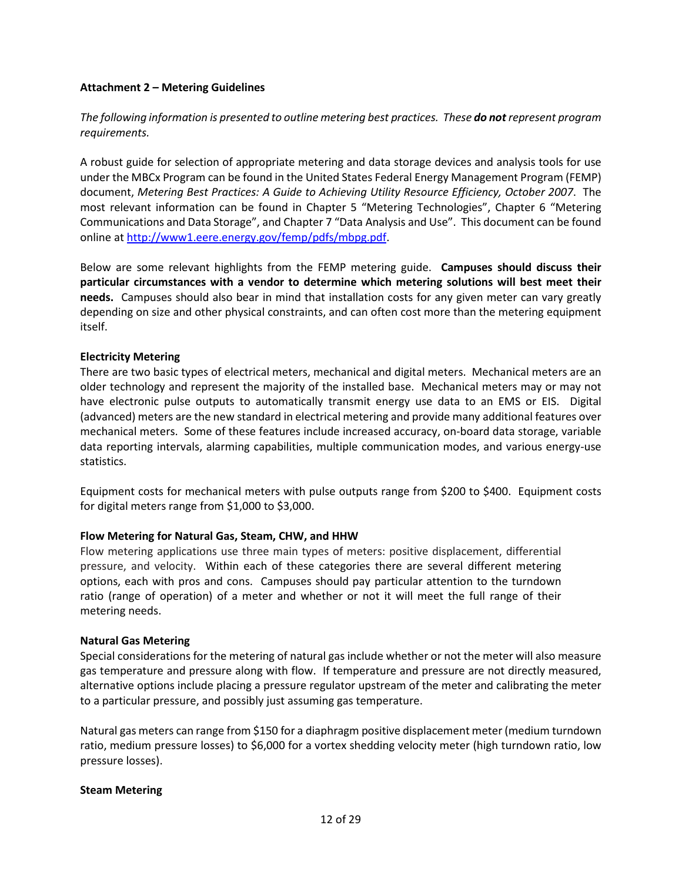**Attachment 2 – Metering Guidelines**

*The following information is presented to outline metering best practices. These* ***do not*** *represent program requirements.*

A robust guide for selection of appropriate metering and data storage devices and analysis tools for use under the MBCx Program can be found in the United States Federal Energy Management Program (FEMP) document, *Metering Best Practices: A Guide to Achieving Utility Resource Efficiency, October 2007*. The most relevant information can be found in Chapter 5 "Metering Technologies", Chapter 6 "Metering Communications and Data Storage", and Chapter 7 "Data Analysis and Use". This document can be found online at [http://www1.eere.energy.gov/femp/pdfs/mbpg.pdf](http://www1.eere.energy.gov/femp/pdfs/mbpg.pdf).

Below are some relevant highlights from the FEMP metering guide. **Campuses should discuss their particular circumstances with a vendor to determine which metering solutions will best meet their needs.** Campuses should also bear in mind that installation costs for any given meter can vary greatly depending on size and other physical constraints, and can often cost more than the metering equipment itself.

**Electricity Metering**

There are two basic types of electrical meters, mechanical and digital meters. Mechanical meters are an older technology and represent the majority of the installed base. Mechanical meters may or may not have electronic pulse outputs to automatically transmit energy use data to an EMS or EIS. Digital (advanced) meters are the new standard in electrical metering and provide many additional features over mechanical meters. Some of these features include increased accuracy, on-board data storage, variable data reporting intervals, alarming capabilities, multiple communication modes, and various energy-use statistics.

Equipment costs for mechanical meters with pulse outputs range from $200 to $400. Equipment costs for digital meters range from $1,000 to $3,000.

**Flow Metering for Natural Gas, Steam, CHW, and HHW**

Flow metering applications use three main types of meters: positive displacement, differential pressure, and velocity. Within each of these categories there are several different metering options, each with pros and cons. Campuses should pay particular attention to the turndown ratio (range of operation) of a meter and whether or not it will meet the full range of their metering needs.

**Natural Gas Metering**

Special considerations for the metering of natural gas include whether or not the meter will also measure gas temperature and pressure along with flow. If temperature and pressure are not directly measured, alternative options include placing a pressure regulator upstream of the meter and calibrating the meter to a particular pressure, and possibly just assuming gas temperature.

Natural gas meters can range from $150 for a diaphragm positive displacement meter (medium turndown ratio, medium pressure losses) to $6,000 for a vortex shedding velocity meter (high turndown ratio, low pressure losses).

**Steam Metering**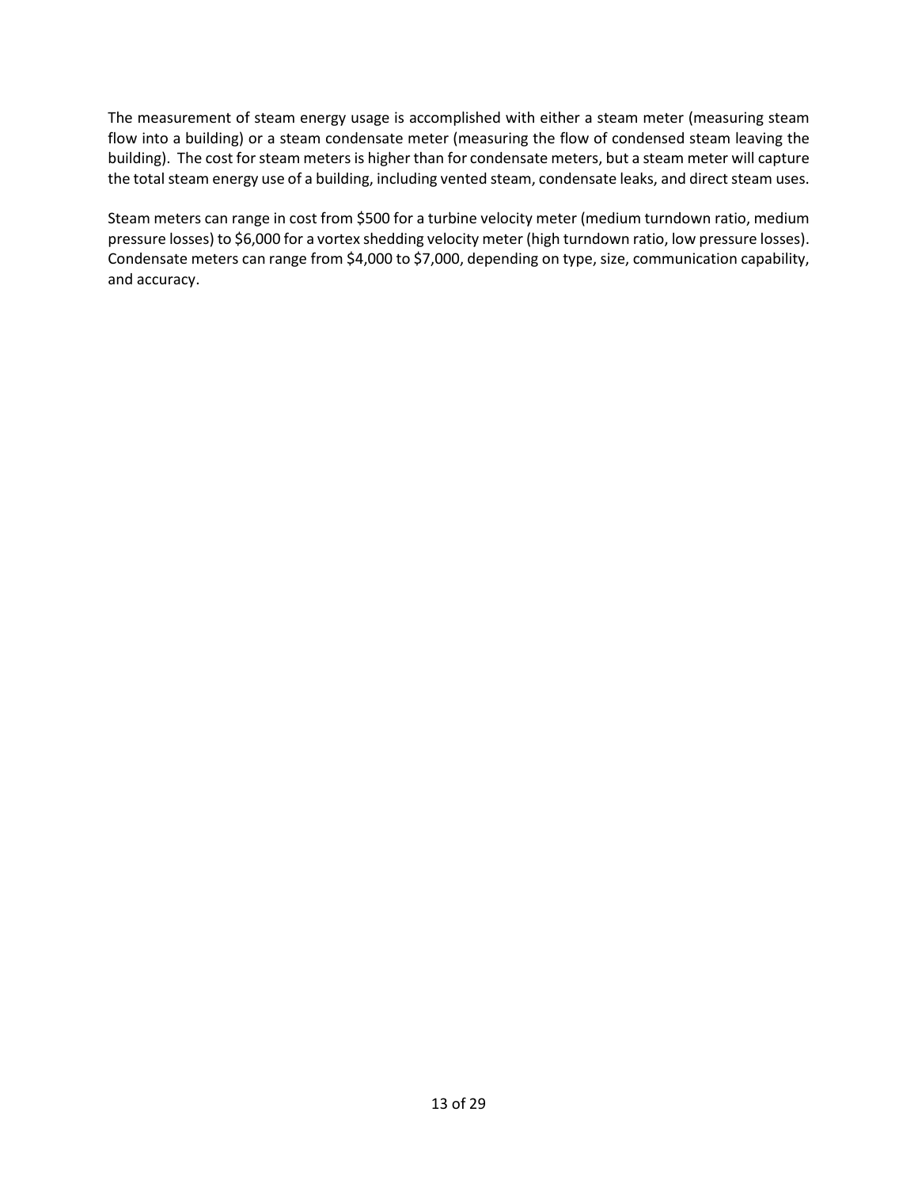The measurement of steam energy usage is accomplished with either a steam meter (measuring steam flow into a building) or a steam condensate meter (measuring the flow of condensed steam leaving the building). The cost for steam meters is higher than for condensate meters, but a steam meter will capture the total steam energy use of a building, including vented steam, condensate leaks, and direct steam uses.

Steam meters can range in cost from $500 for a turbine velocity meter (medium turndown ratio, medium pressure losses) to $6,000 for a vortex shedding velocity meter (high turndown ratio, low pressure losses). Condensate meters can range from $4,000 to $7,000, depending on type, size, communication capability, and accuracy.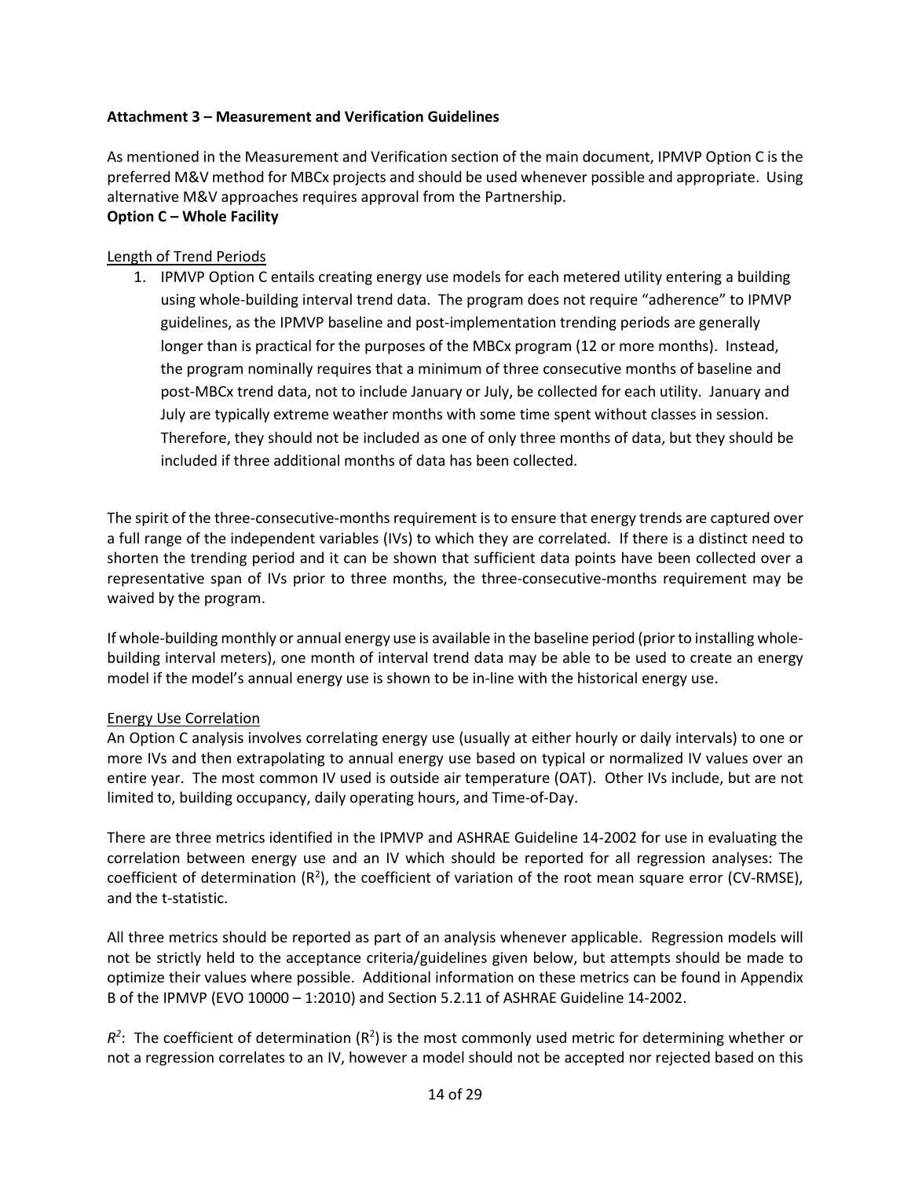**Attachment 3 – Measurement and Verification Guidelines**

As mentioned in the Measurement and Verification section of the main document, IPMVP Option C is the preferred M&V method for MBCx projects and should be used whenever possible and appropriate. Using alternative M&V approaches requires approval from the Partnership.

**Option C – Whole Facility**

Length of Trend Periods

1. IPMVP Option C entails creating energy use models for each metered utility entering a building using whole-building interval trend data. The program does not require "adherence" to IPMVP guidelines, as the IPMVP baseline and post-implementation trending periods are generally longer than is practical for the purposes of the MBCx program (12 or more months). Instead, the program nominally requires that a minimum of three consecutive months of baseline and post-MBCx trend data, not to include January or July, be collected for each utility. January and July are typically extreme weather months with some time spent without classes in session. Therefore, they should not be included as one of only three months of data, but they should be included if three additional months of data has been collected.

The spirit of the three-consecutive-months requirement is to ensure that energy trends are captured over a full range of the independent variables (IVs) to which they are correlated. If there is a distinct need to shorten the trending period and it can be shown that sufficient data points have been collected over a representative span of IVs prior to three months, the three-consecutive-months requirement may be waived by the program.

If whole-building monthly or annual energy use is available in the baseline period (prior to installing whole-building interval meters), one month of interval trend data may be able to be used to create an energy model if the model's annual energy use is shown to be in-line with the historical energy use.

Energy Use Correlation

An Option C analysis involves correlating energy use (usually at either hourly or daily intervals) to one or more IVs and then extrapolating to annual energy use based on typical or normalized IV values over an entire year. The most common IV used is outside air temperature (OAT). Other IVs include, but are not limited to, building occupancy, daily operating hours, and Time-of-Day.

There are three metrics identified in the IPMVP and ASHRAE Guideline 14-2002 for use in evaluating the correlation between energy use and an IV which should be reported for all regression analyses: The coefficient of determination ($R^2$), the coefficient of variation of the root mean square error (CV-RMSE), and the t-statistic.

All three metrics should be reported as part of an analysis whenever applicable. Regression models will not be strictly held to the acceptance criteria/guidelines given below, but attempts should be made to optimize their values where possible. Additional information on these metrics can be found in Appendix B of the IPMVP (EVO 10000 – 1:2010) and Section 5.2.11 of ASHRAE Guideline 14-2002.

*$R^2$*: The coefficient of determination ($R^2$) is the most commonly used metric for determining whether or not a regression correlates to an IV, however a model should not be accepted nor rejected based on this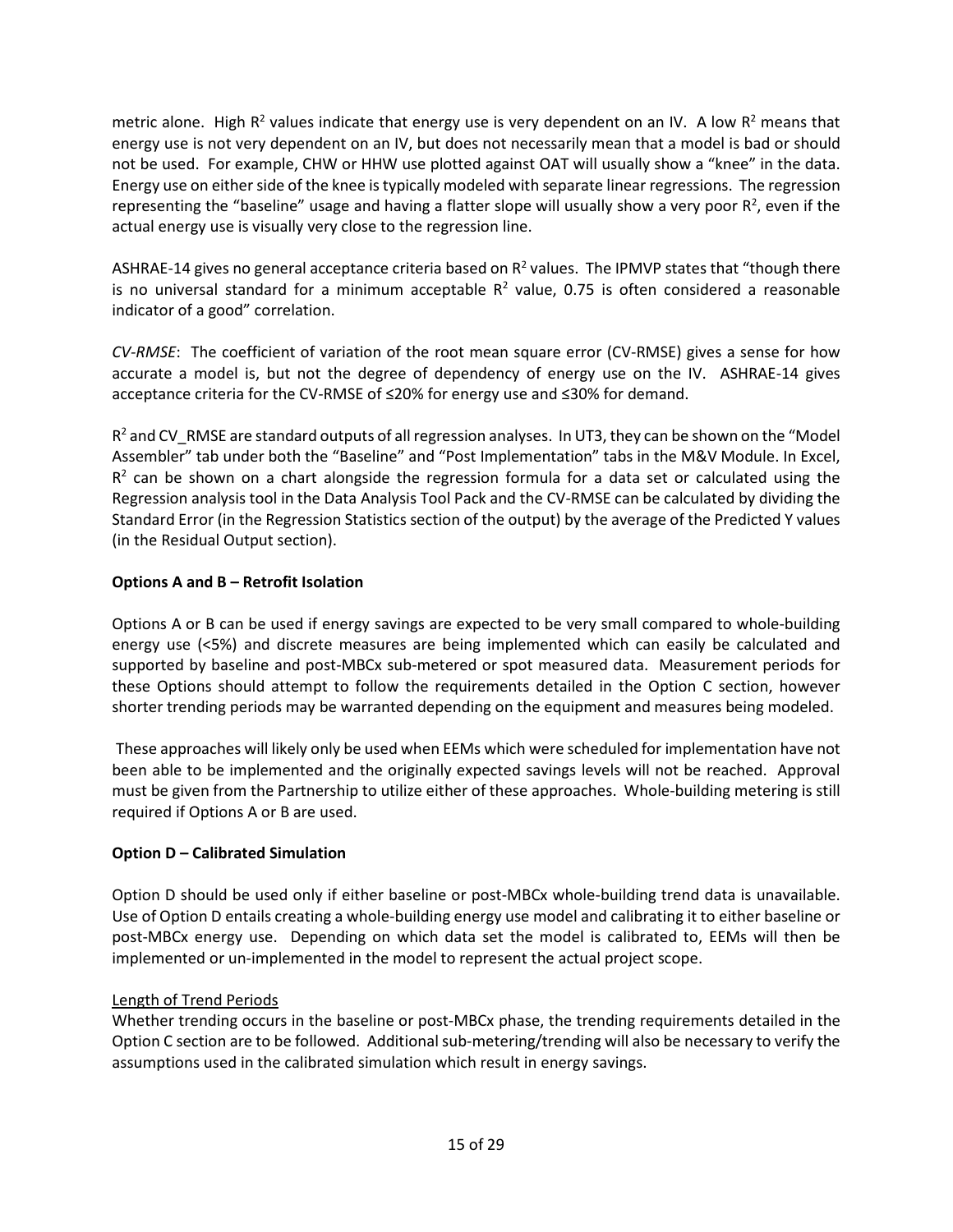metric alone. High $R^2$ values indicate that energy use is very dependent on an IV. A low $R^2$ means that energy use is not very dependent on an IV, but does not necessarily mean that a model is bad or should not be used. For example, CHW or HHW use plotted against OAT will usually show a "knee" in the data. Energy use on either side of the knee is typically modeled with separate linear regressions. The regression representing the "baseline" usage and having a flatter slope will usually show a very poor $R^2$, even if the actual energy use is visually very close to the regression line.

ASHRAE-14 gives no general acceptance criteria based on $R^2$ values. The IPMVP states that "though there is no universal standard for a minimum acceptable $R^2$ value, 0.75 is often considered a reasonable indicator of a good" correlation.

*CV-RMSE*: The coefficient of variation of the root mean square error (CV-RMSE) gives a sense for how accurate a model is, but not the degree of dependency of energy use on the IV. ASHRAE-14 gives acceptance criteria for the CV-RMSE of ≤20% for energy use and ≤30% for demand.

$R^2$ and CV_RMSE are standard outputs of all regression analyses. In UT3, they can be shown on the "Model Assembler" tab under both the "Baseline" and "Post Implementation" tabs in the M&V Module. In Excel, $R^2$ can be shown on a chart alongside the regression formula for a data set or calculated using the Regression analysis tool in the Data Analysis Tool Pack and the CV-RMSE can be calculated by dividing the Standard Error (in the Regression Statistics section of the output) by the average of the Predicted Y values (in the Residual Output section).

**Options A and B – Retrofit Isolation**

Options A or B can be used if energy savings are expected to be very small compared to whole-building energy use (<5%) and discrete measures are being implemented which can easily be calculated and supported by baseline and post-MBCx sub-metered or spot measured data. Measurement periods for these Options should attempt to follow the requirements detailed in the Option C section, however shorter trending periods may be warranted depending on the equipment and measures being modeled.

These approaches will likely only be used when EEMs which were scheduled for implementation have not been able to be implemented and the originally expected savings levels will not be reached. Approval must be given from the Partnership to utilize either of these approaches. Whole-building metering is still required if Options A or B are used.

**Option D – Calibrated Simulation**

Option D should be used only if either baseline or post-MBCx whole-building trend data is unavailable. Use of Option D entails creating a whole-building energy use model and calibrating it to either baseline or post-MBCx energy use. Depending on which data set the model is calibrated to, EEMs will then be implemented or un-implemented in the model to represent the actual project scope.

<u>Length of Trend Periods</u>

Whether trending occurs in the baseline or post-MBCx phase, the trending requirements detailed in the Option C section are to be followed. Additional sub-metering/trending will also be necessary to verify the assumptions used in the calibrated simulation which result in energy savings.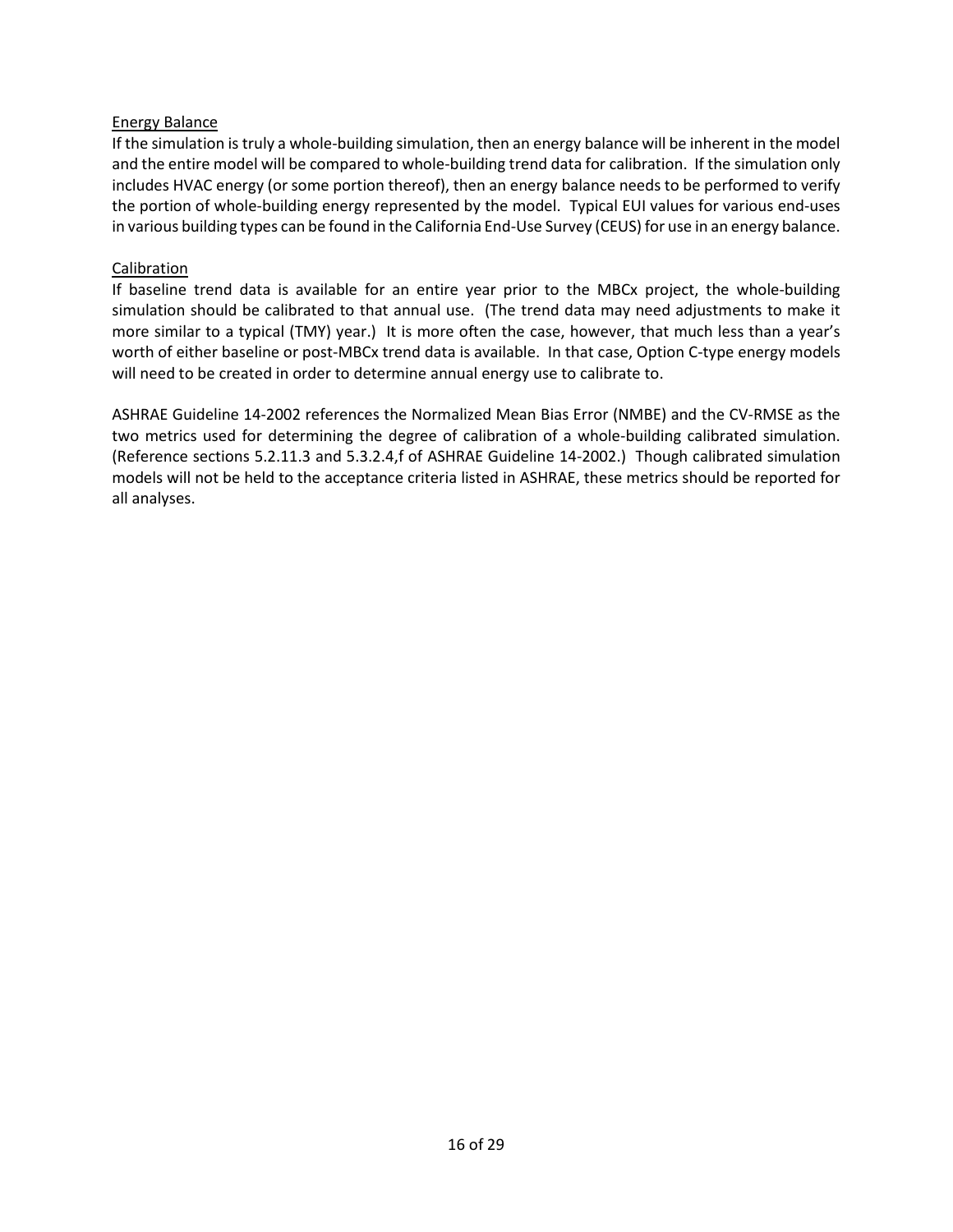<u>Energy Balance</u>

If the simulation is truly a whole-building simulation, then an energy balance will be inherent in the model and the entire model will be compared to whole-building trend data for calibration. If the simulation only includes HVAC energy (or some portion thereof), then an energy balance needs to be performed to verify the portion of whole-building energy represented by the model. Typical EUI values for various end-uses in various building types can be found in the California End-Use Survey (CEUS) for use in an energy balance.

<u>Calibration</u>

If baseline trend data is available for an entire year prior to the MBCx project, the whole-building simulation should be calibrated to that annual use. (The trend data may need adjustments to make it more similar to a typical (TMY) year.) It is more often the case, however, that much less than a year's worth of either baseline or post-MBCx trend data is available. In that case, Option C-type energy models will need to be created in order to determine annual energy use to calibrate to.

ASHRAE Guideline 14-2002 references the Normalized Mean Bias Error (NMBE) and the CV-RMSE as the two metrics used for determining the degree of calibration of a whole-building calibrated simulation. (Reference sections 5.2.11.3 and 5.3.2.4,f of ASHRAE Guideline 14-2002.) Though calibrated simulation models will not be held to the acceptance criteria listed in ASHRAE, these metrics should be reported for all analyses.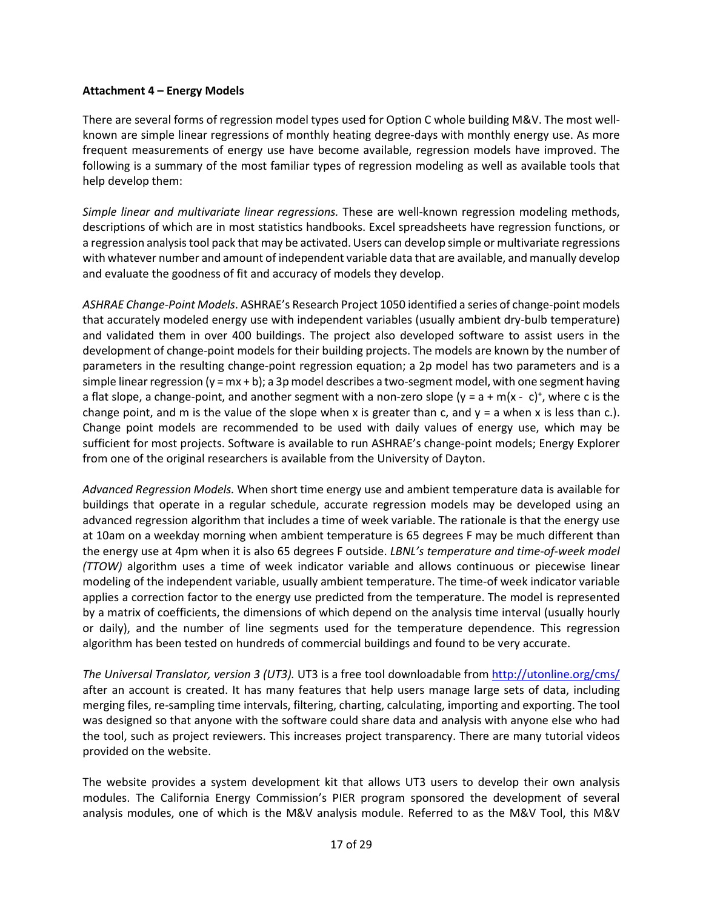**Attachment 4 – Energy Models**

There are several forms of regression model types used for Option C whole building M&V. The most well-known are simple linear regressions of monthly heating degree-days with monthly energy use. As more frequent measurements of energy use have become available, regression models have improved. The following is a summary of the most familiar types of regression modeling as well as available tools that help develop them:

*Simple linear and multivariate linear regressions.* These are well-known regression modeling methods, descriptions of which are in most statistics handbooks. Excel spreadsheets have regression functions, or a regression analysis tool pack that may be activated. Users can develop simple or multivariate regressions with whatever number and amount of independent variable data that are available, and manually develop and evaluate the goodness of fit and accuracy of models they develop.

*ASHRAE Change-Point Models*. ASHRAE's Research Project 1050 identified a series of change-point models that accurately modeled energy use with independent variables (usually ambient dry-bulb temperature) and validated them in over 400 buildings. The project also developed software to assist users in the development of change-point models for their building projects. The models are known by the number of parameters in the resulting change-point regression equation; a 2p model has two parameters and is a simple linear regression ($y = mx + b$); a 3p model describes a two-segment model, with one segment having a flat slope, a change-point, and another segment with a non-zero slope ($y = a + m(x - c)^{+}$, where c is the change point, and m is the value of the slope when x is greater than c, and y = a when x is less than c.). Change point models are recommended to be used with daily values of energy use, which may be sufficient for most projects. Software is available to run ASHRAE's change-point models; Energy Explorer from one of the original researchers is available from the University of Dayton.

*Advanced Regression Models.* When short time energy use and ambient temperature data is available for buildings that operate in a regular schedule, accurate regression models may be developed using an advanced regression algorithm that includes a time of week variable. The rationale is that the energy use at 10am on a weekday morning when ambient temperature is 65 degrees F may be much different than the energy use at 4pm when it is also 65 degrees F outside. *LBNL's temperature and time-of-week model (TTOW)* algorithm uses a time of week indicator variable and allows continuous or piecewise linear modeling of the independent variable, usually ambient temperature. The time-of week indicator variable applies a correction factor to the energy use predicted from the temperature. The model is represented by a matrix of coefficients, the dimensions of which depend on the analysis time interval (usually hourly or daily), and the number of line segments used for the temperature dependence. This regression algorithm has been tested on hundreds of commercial buildings and found to be very accurate.

*The Universal Translator, version 3 (UT3).* UT3 is a free tool downloadable from http://utonline.org/cms/ after an account is created. It has many features that help users manage large sets of data, including merging files, re-sampling time intervals, filtering, charting, calculating, importing and exporting. The tool was designed so that anyone with the software could share data and analysis with anyone else who had the tool, such as project reviewers. This increases project transparency. There are many tutorial videos provided on the website.

The website provides a system development kit that allows UT3 users to develop their own analysis modules. The California Energy Commission's PIER program sponsored the development of several analysis modules, one of which is the M&V analysis module. Referred to as the M&V Tool, this M&V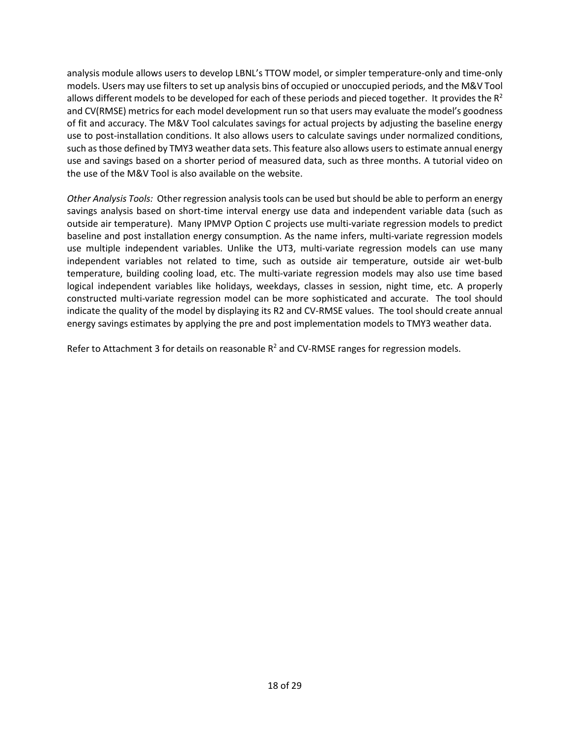analysis module allows users to develop LBNL's TTOW model, or simpler temperature-only and time-only models. Users may use filters to set up analysis bins of occupied or unoccupied periods, and the M&V Tool allows different models to be developed for each of these periods and pieced together. It provides the $R^2$ and CV(RMSE) metrics for each model development run so that users may evaluate the model's goodness of fit and accuracy. The M&V Tool calculates savings for actual projects by adjusting the baseline energy use to post-installation conditions. It also allows users to calculate savings under normalized conditions, such as those defined by TMY3 weather data sets. This feature also allows users to estimate annual energy use and savings based on a shorter period of measured data, such as three months. A tutorial video on the use of the M&V Tool is also available on the website.

*Other Analysis Tools:* Other regression analysis tools can be used but should be able to perform an energy savings analysis based on short-time interval energy use data and independent variable data (such as outside air temperature). Many IPMVP Option C projects use multi-variate regression models to predict baseline and post installation energy consumption. As the name infers, multi-variate regression models use multiple independent variables. Unlike the UT3, multi-variate regression models can use many independent variables not related to time, such as outside air temperature, outside air wet-bulb temperature, building cooling load, etc. The multi-variate regression models may also use time based logical independent variables like holidays, weekdays, classes in session, night time, etc. A properly constructed multi-variate regression model can be more sophisticated and accurate. The tool should indicate the quality of the model by displaying its R2 and CV-RMSE values. The tool should create annual energy savings estimates by applying the pre and post implementation models to TMY3 weather data.

Refer to Attachment 3 for details on reasonable $R^2$ and CV-RMSE ranges for regression models.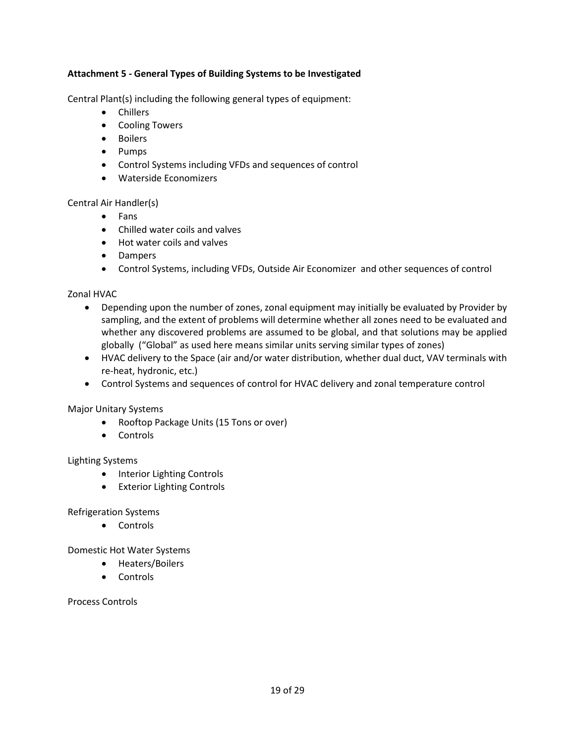**Attachment 5 - General Types of Building Systems to be Investigated**

Central Plant(s) including the following general types of equipment:

- Chillers
- Cooling Towers
- Boilers
- Pumps
- Control Systems including VFDs and sequences of control
- Waterside Economizers

Central Air Handler(s)

- Fans
- Chilled water coils and valves
- Hot water coils and valves
- Dampers
- Control Systems, including VFDs, Outside Air Economizer and other sequences of control

Zonal HVAC

- Depending upon the number of zones, zonal equipment may initially be evaluated by Provider by sampling, and the extent of problems will determine whether all zones need to be evaluated and whether any discovered problems are assumed to be global, and that solutions may be applied globally ("Global" as used here means similar units serving similar types of zones)
- HVAC delivery to the Space (air and/or water distribution, whether dual duct, VAV terminals with re-heat, hydronic, etc.)
- Control Systems and sequences of control for HVAC delivery and zonal temperature control

Major Unitary Systems

- Rooftop Package Units (15 Tons or over)
- Controls

Lighting Systems

- Interior Lighting Controls
- Exterior Lighting Controls

Refrigeration Systems

- Controls

Domestic Hot Water Systems

- Heaters/Boilers
- Controls

Process Controls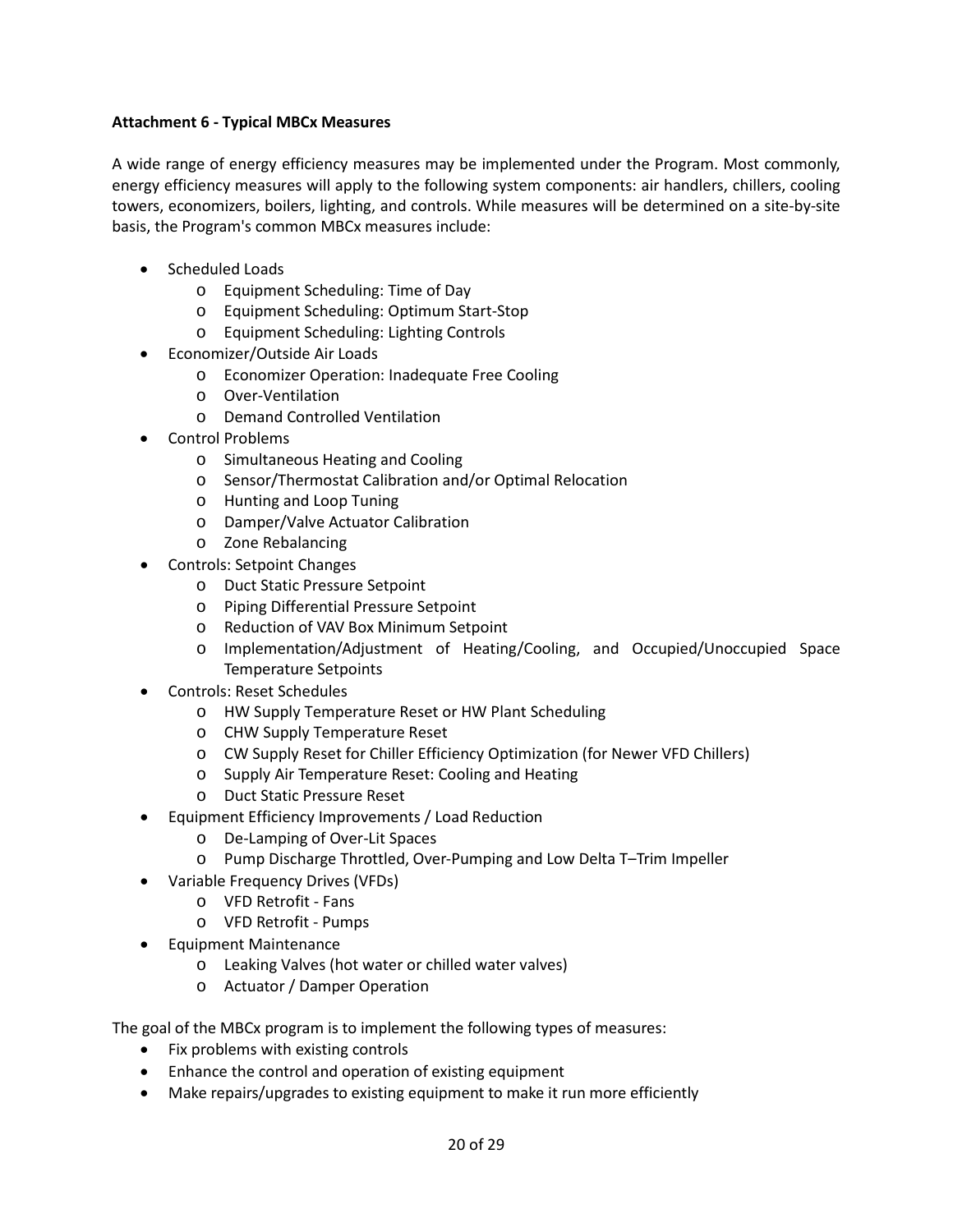**Attachment 6 - Typical MBCx Measures**

A wide range of energy efficiency measures may be implemented under the Program. Most commonly, energy efficiency measures will apply to the following system components: air handlers, chillers, cooling towers, economizers, boilers, lighting, and controls. While measures will be determined on a site-by-site basis, the Program's common MBCx measures include:

- Scheduled Loads
  - Equipment Scheduling: Time of Day
  - Equipment Scheduling: Optimum Start-Stop
  - Equipment Scheduling: Lighting Controls
- Economizer/Outside Air Loads
  - Economizer Operation: Inadequate Free Cooling
  - Over-Ventilation
  - Demand Controlled Ventilation
- Control Problems
  - Simultaneous Heating and Cooling
  - Sensor/Thermostat Calibration and/or Optimal Relocation
  - Hunting and Loop Tuning
  - Damper/Valve Actuator Calibration
  - Zone Rebalancing
- Controls: Setpoint Changes
  - Duct Static Pressure Setpoint
  - Piping Differential Pressure Setpoint
  - Reduction of VAV Box Minimum Setpoint
  - Implementation/Adjustment of Heating/Cooling, and Occupied/Unoccupied Space Temperature Setpoints
- Controls: Reset Schedules
  - HW Supply Temperature Reset or HW Plant Scheduling
  - CHW Supply Temperature Reset
  - CW Supply Reset for Chiller Efficiency Optimization (for Newer VFD Chillers)
  - Supply Air Temperature Reset: Cooling and Heating
  - Duct Static Pressure Reset
- Equipment Efficiency Improvements / Load Reduction
  - De-Lamping of Over-Lit Spaces
  - Pump Discharge Throttled, Over-Pumping and Low Delta T–Trim Impeller
- Variable Frequency Drives (VFDs)
  - VFD Retrofit - Fans
  - VFD Retrofit - Pumps
- Equipment Maintenance
  - Leaking Valves (hot water or chilled water valves)
  - Actuator / Damper Operation

The goal of the MBCx program is to implement the following types of measures:

- Fix problems with existing controls
- Enhance the control and operation of existing equipment
- Make repairs/upgrades to existing equipment to make it run more efficiently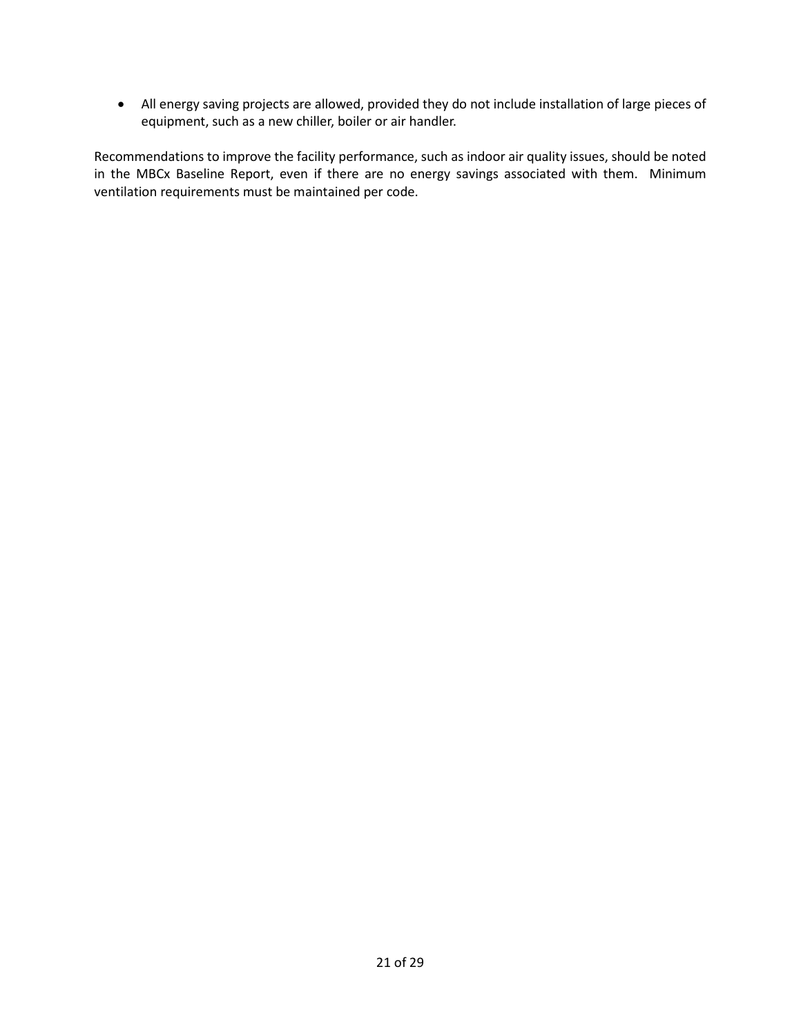- All energy saving projects are allowed, provided they do not include installation of large pieces of equipment, such as a new chiller, boiler or air handler.

Recommendations to improve the facility performance, such as indoor air quality issues, should be noted in the MBCx Baseline Report, even if there are no energy savings associated with them. Minimum ventilation requirements must be maintained per code.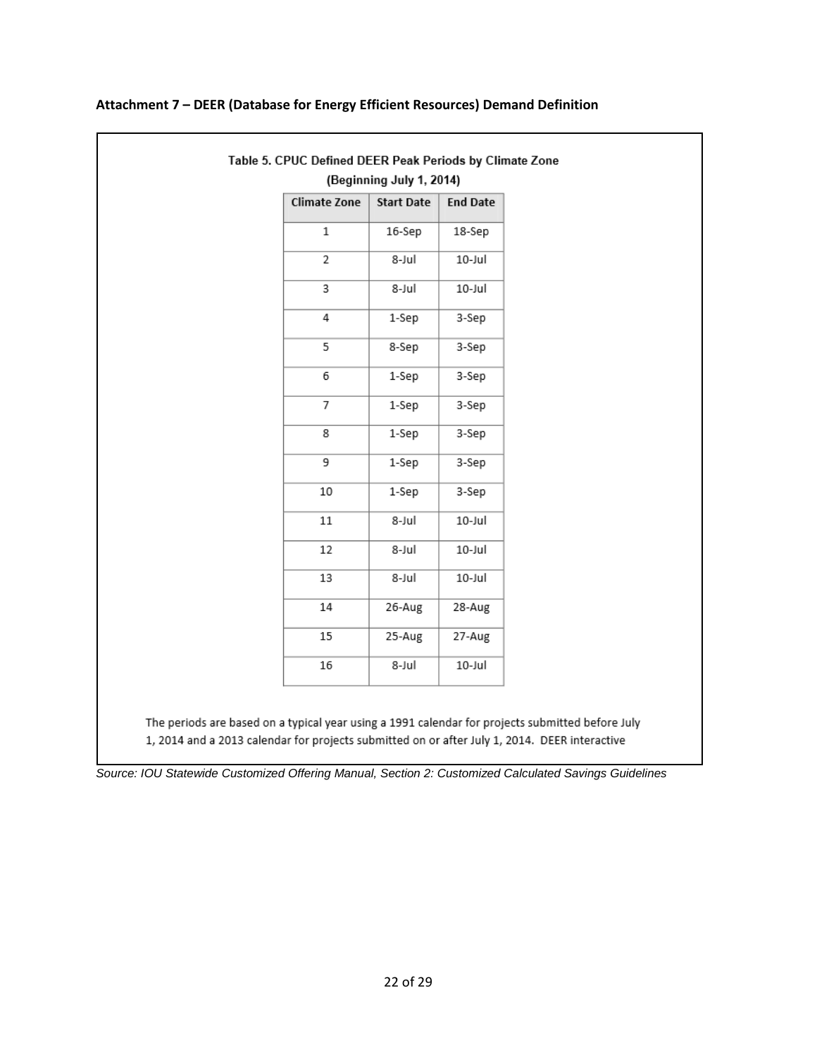**Attachment 7 – DEER (Database for Energy Efficient Resources) Demand Definition**

Table 5. CPUC Defined DEER Peak Periods by Climate Zone (Beginning July 1, 2014)

| Climate Zone | Start Date | End Date |
|---|---|---|
| 1 | 16-Sep | 18-Sep |
| 2 | 8-Jul | 10-Jul |
| 3 | 8-Jul | 10-Jul |
| 4 | 1-Sep | 3-Sep |
| 5 | 8-Sep | 3-Sep |
| 6 | 1-Sep | 3-Sep |
| 7 | 1-Sep | 3-Sep |
| 8 | 1-Sep | 3-Sep |
| 9 | 1-Sep | 3-Sep |
| 10 | 1-Sep | 3-Sep |
| 11 | 8-Jul | 10-Jul |
| 12 | 8-Jul | 10-Jul |
| 13 | 8-Jul | 10-Jul |
| 14 | 26-Aug | 28-Aug |
| 15 | 25-Aug | 27-Aug |
| 16 | 8-Jul | 10-Jul |

The periods are based on a typical year using a 1991 calendar for projects submitted before July 1, 2014 and a 2013 calendar for projects submitted on or after July 1, 2014. DEER interactive

*Source: IOU Statewide Customized Offering Manual, Section 2: Customized Calculated Savings Guidelines*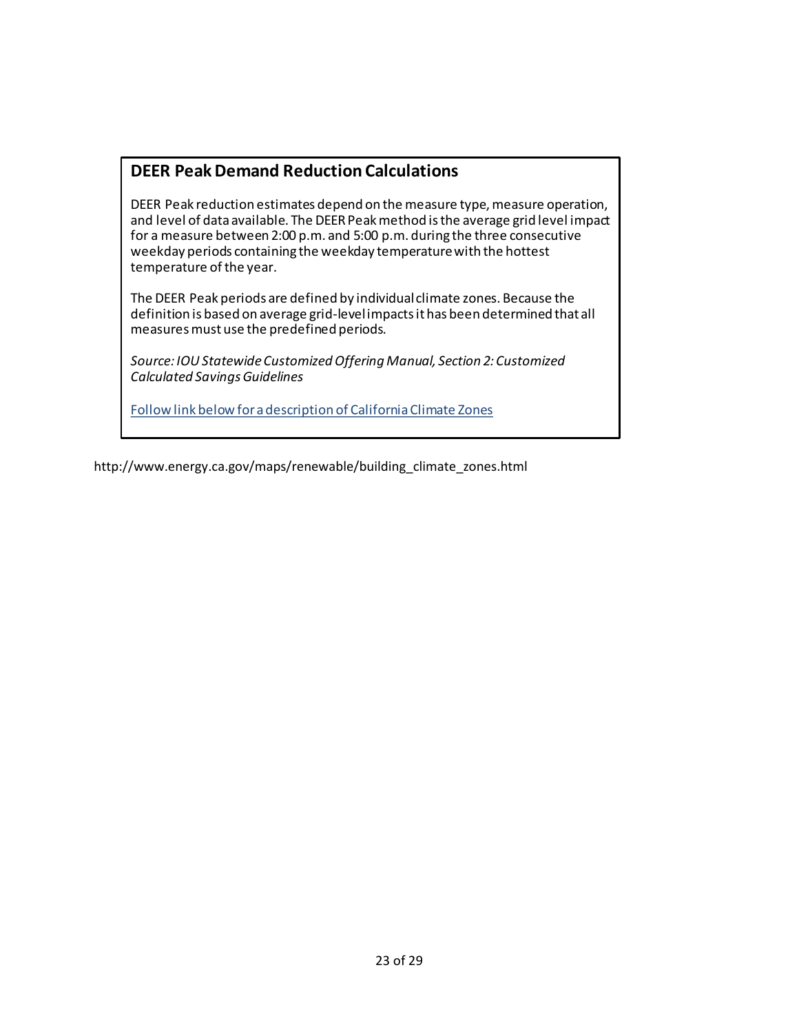## DEER Peak Demand Reduction Calculations

DEER Peak reduction estimates depend on the measure type, measure operation, and level of data available. The DEER Peak method is the average grid level impact for a measure between 2:00 p.m. and 5:00 p.m. during the three consecutive weekday periods containing the weekday temperature with the hottest temperature of the year.

The DEER Peak periods are defined by individual climate zones. Because the definition is based on average grid-level impacts it has been determined that all measures must use the predefined periods.

*Source: IOU Statewide Customized Offering Manual, Section 2: Customized Calculated Savings Guidelines*

[Follow link below for a description of California Climate Zones](http://www.energy.ca.gov/maps/renewable/building_climate_zones.html)

http://www.energy.ca.gov/maps/renewable/building_climate_zones.html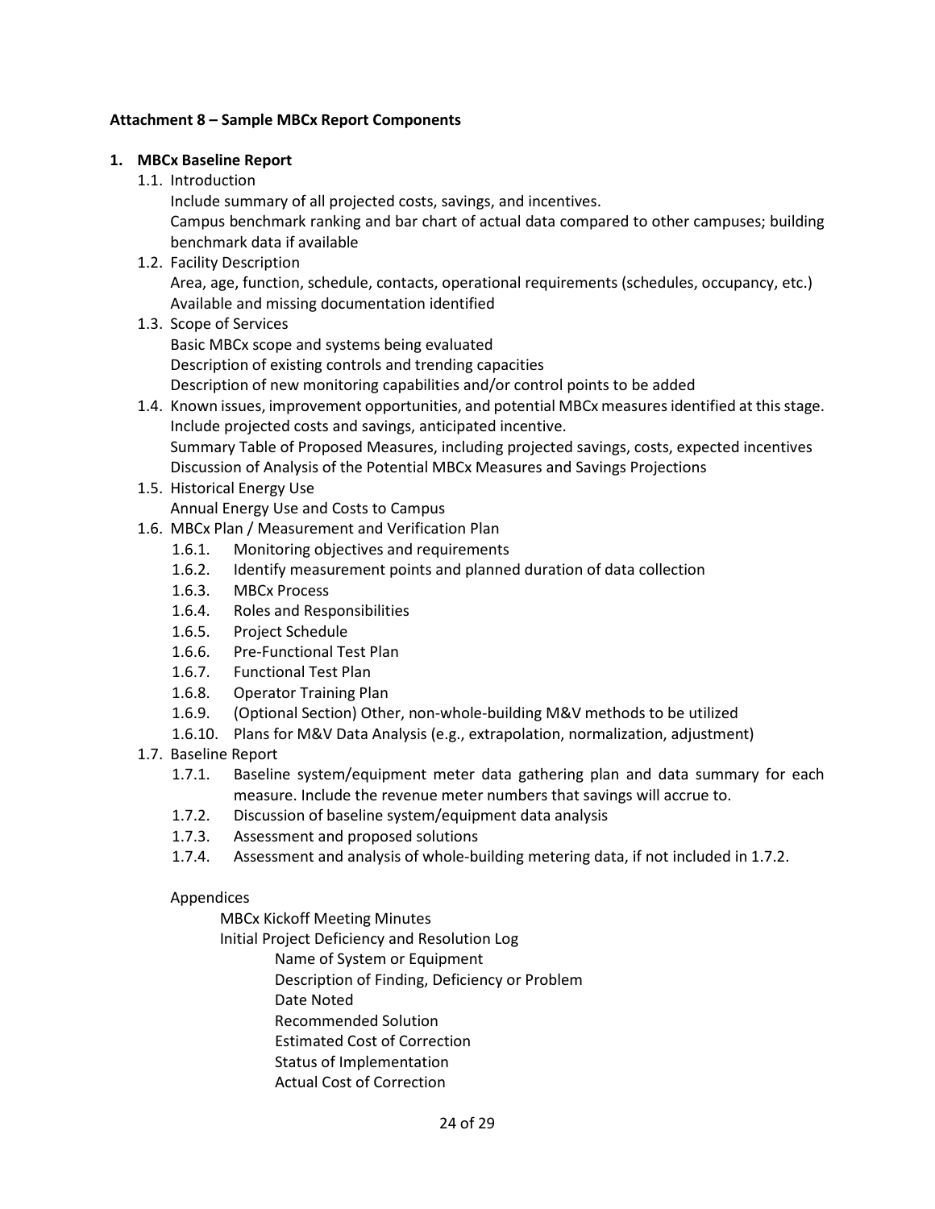**Attachment 8 – Sample MBCx Report Components**

**1. MBCx Baseline Report**

- 1.1. Introduction
  - Include summary of all projected costs, savings, and incentives.
  - Campus benchmark ranking and bar chart of actual data compared to other campuses; building benchmark data if available
- 1.2. Facility Description
  - Area, age, function, schedule, contacts, operational requirements (schedules, occupancy, etc.)
  - Available and missing documentation identified
- 1.3. Scope of Services
  - Basic MBCx scope and systems being evaluated
  - Description of existing controls and trending capacities
  - Description of new monitoring capabilities and/or control points to be added
- 1.4. Known issues, improvement opportunities, and potential MBCx measures identified at this stage. Include projected costs and savings, anticipated incentive.
  - Summary Table of Proposed Measures, including projected savings, costs, expected incentives
  - Discussion of Analysis of the Potential MBCx Measures and Savings Projections
- 1.5. Historical Energy Use
  - Annual Energy Use and Costs to Campus
- 1.6. MBCx Plan / Measurement and Verification Plan
  - 1.6.1. Monitoring objectives and requirements
  - 1.6.2. Identify measurement points and planned duration of data collection
  - 1.6.3. MBCx Process
  - 1.6.4. Roles and Responsibilities
  - 1.6.5. Project Schedule
  - 1.6.6. Pre-Functional Test Plan
  - 1.6.7. Functional Test Plan
  - 1.6.8. Operator Training Plan
  - 1.6.9. (Optional Section) Other, non-whole-building M&V methods to be utilized
  - 1.6.10. Plans for M&V Data Analysis (e.g., extrapolation, normalization, adjustment)
- 1.7. Baseline Report
  - 1.7.1. Baseline system/equipment meter data gathering plan and data summary for each measure. Include the revenue meter numbers that savings will accrue to.
  - 1.7.2. Discussion of baseline system/equipment data analysis
  - 1.7.3. Assessment and proposed solutions
  - 1.7.4. Assessment and analysis of whole-building metering data, if not included in 1.7.2.

Appendices

- MBCx Kickoff Meeting Minutes
- Initial Project Deficiency and Resolution Log
  - Name of System or Equipment
  - Description of Finding, Deficiency or Problem
  - Date Noted
  - Recommended Solution
  - Estimated Cost of Correction
  - Status of Implementation
  - Actual Cost of Correction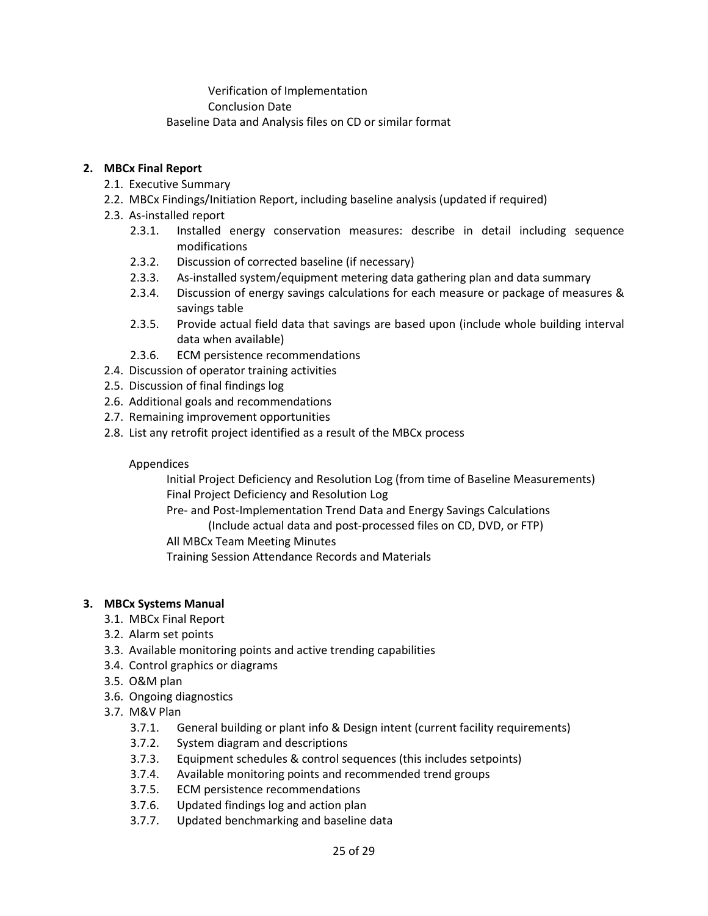Verification of Implementation

Conclusion Date

Baseline Data and Analysis files on CD or similar format

**2. MBCx Final Report**

- 2.1. Executive Summary
- 2.2. MBCx Findings/Initiation Report, including baseline analysis (updated if required)
- 2.3. As-installed report
  - 2.3.1. Installed energy conservation measures: describe in detail including sequence modifications
  - 2.3.2. Discussion of corrected baseline (if necessary)
  - 2.3.3. As-installed system/equipment metering data gathering plan and data summary
  - 2.3.4. Discussion of energy savings calculations for each measure or package of measures & savings table
  - 2.3.5. Provide actual field data that savings are based upon (include whole building interval data when available)
  - 2.3.6. ECM persistence recommendations
- 2.4. Discussion of operator training activities
- 2.5. Discussion of final findings log
- 2.6. Additional goals and recommendations
- 2.7. Remaining improvement opportunities
- 2.8. List any retrofit project identified as a result of the MBCx process

Appendices

Initial Project Deficiency and Resolution Log (from time of Baseline Measurements)

Final Project Deficiency and Resolution Log

Pre- and Post-Implementation Trend Data and Energy Savings Calculations (Include actual data and post-processed files on CD, DVD, or FTP)

All MBCx Team Meeting Minutes

Training Session Attendance Records and Materials

**3. MBCx Systems Manual**

- 3.1. MBCx Final Report
- 3.2. Alarm set points
- 3.3. Available monitoring points and active trending capabilities
- 3.4. Control graphics or diagrams
- 3.5. O&M plan
- 3.6. Ongoing diagnostics
- 3.7. M&V Plan
  - 3.7.1. General building or plant info & Design intent (current facility requirements)
  - 3.7.2. System diagram and descriptions
  - 3.7.3. Equipment schedules & control sequences (this includes setpoints)
  - 3.7.4. Available monitoring points and recommended trend groups
  - 3.7.5. ECM persistence recommendations
  - 3.7.6. Updated findings log and action plan
  - 3.7.7. Updated benchmarking and baseline data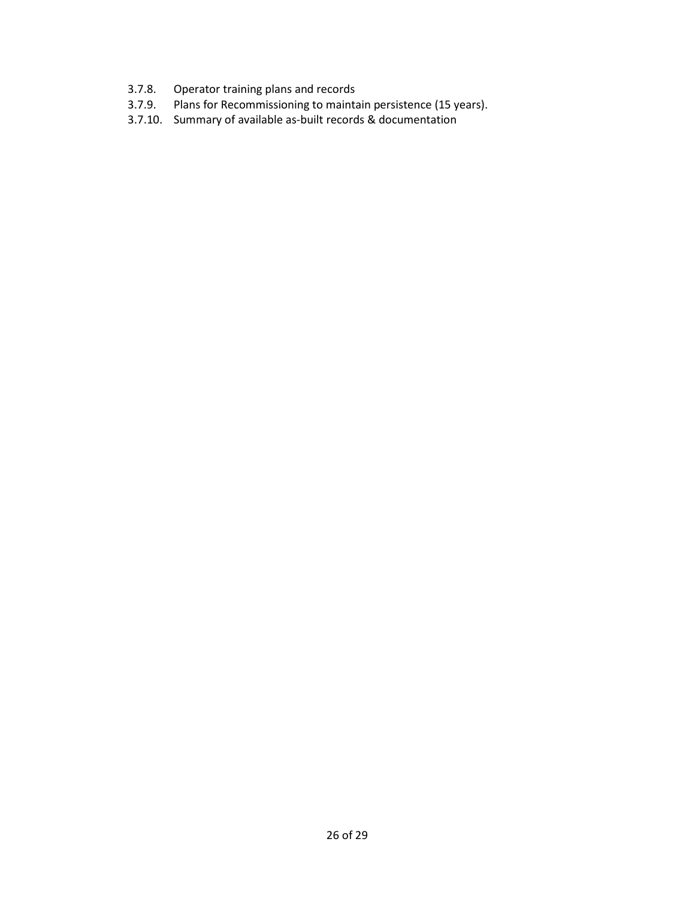3.7.8. Operator training plans and records

3.7.9. Plans for Recommissioning to maintain persistence (15 years).

3.7.10. Summary of available as-built records & documentation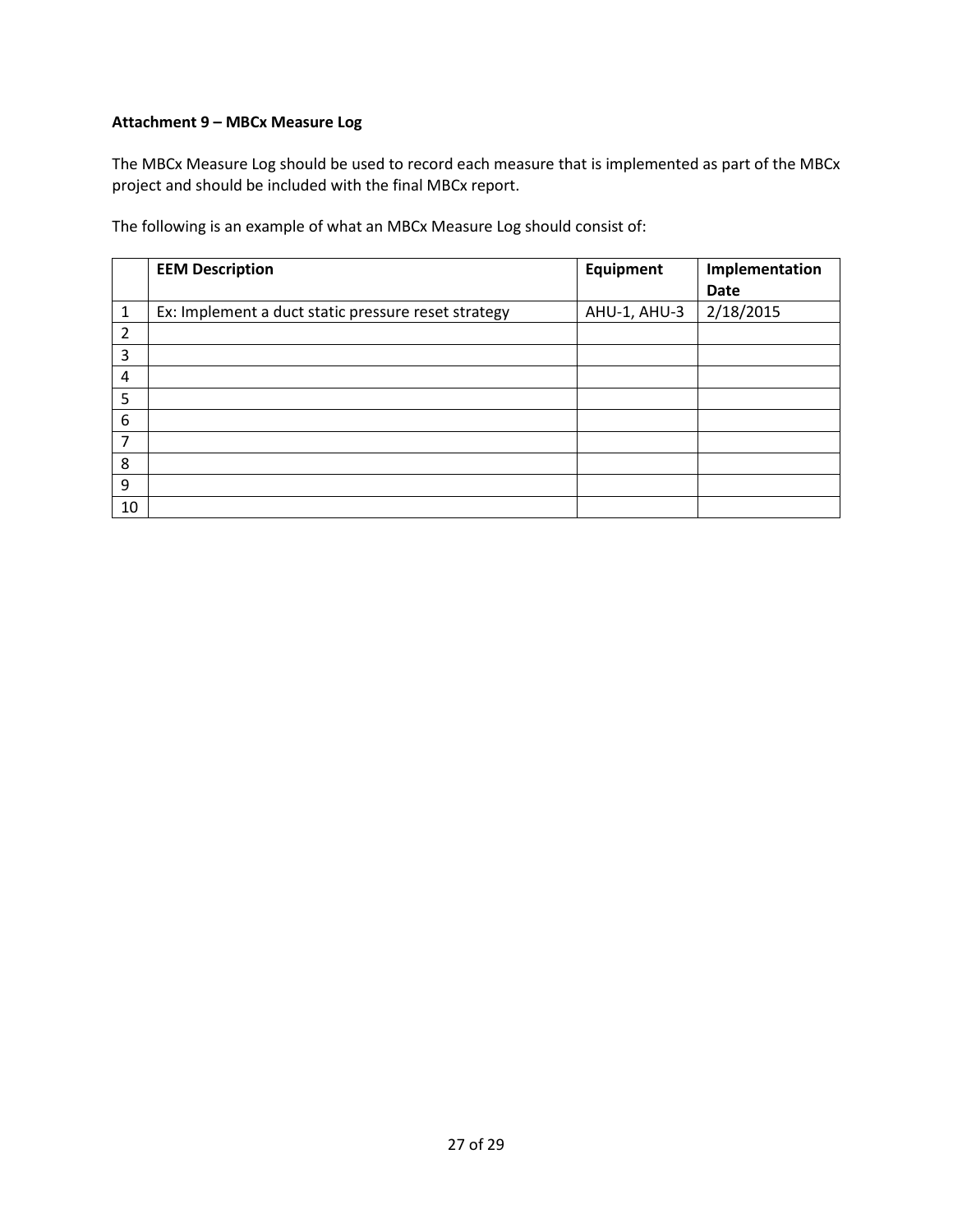**Attachment 9 – MBCx Measure Log**

The MBCx Measure Log should be used to record each measure that is implemented as part of the MBCx project and should be included with the final MBCx report.

The following is an example of what an MBCx Measure Log should consist of:

| | **EEM Description** | **Equipment** | **Implementation Date** |
|---|---|---|---|
| 1 | Ex: Implement a duct static pressure reset strategy | AHU-1, AHU-3 | 2/18/2015 |
| 2 | | | |
| 3 | | | |
| 4 | | | |
| 5 | | | |
| 6 | | | |
| 7 | | | |
| 8 | | | |
| 9 | | | |
| 10 | | | |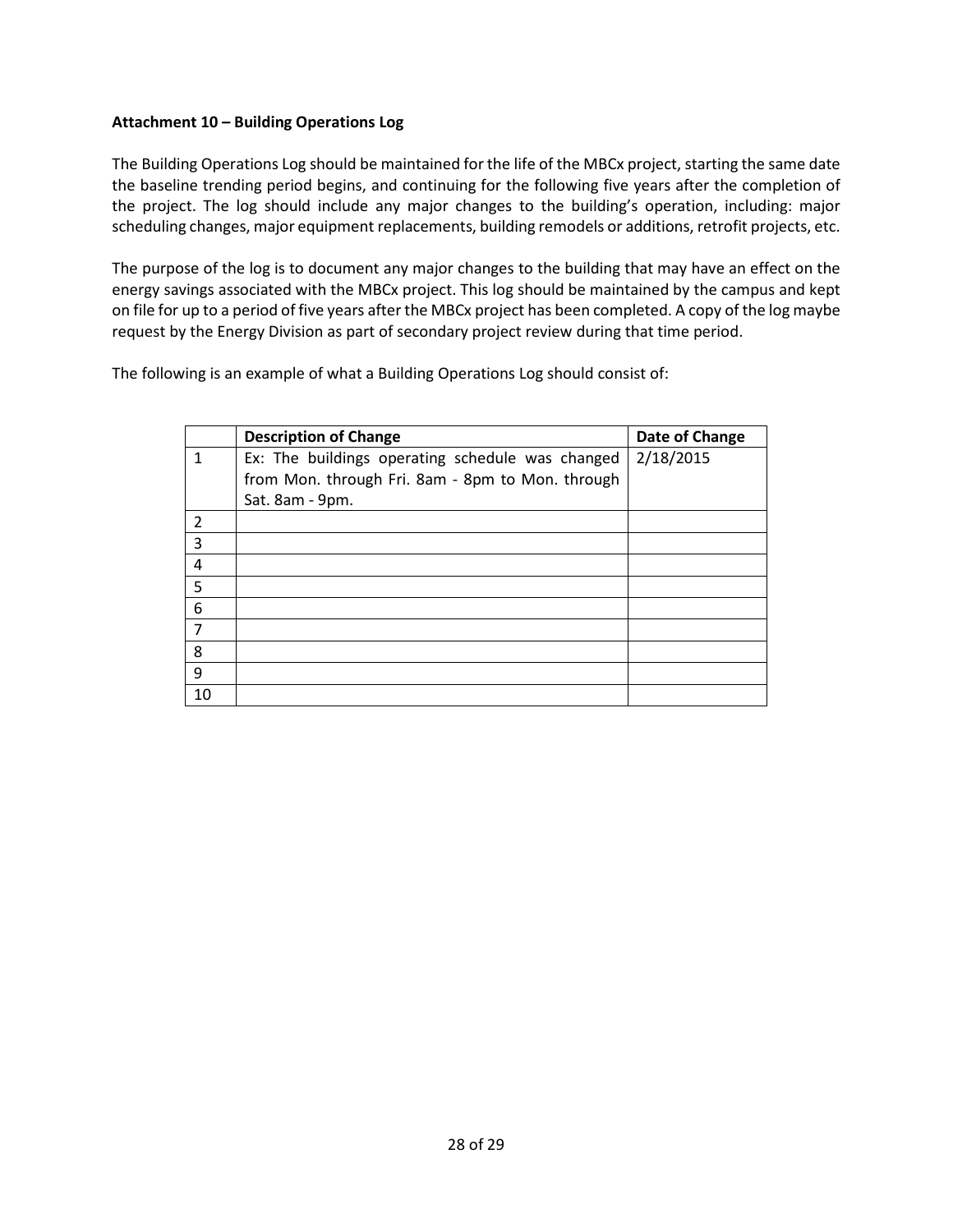**Attachment 10 – Building Operations Log**

The Building Operations Log should be maintained for the life of the MBCx project, starting the same date the baseline trending period begins, and continuing for the following five years after the completion of the project. The log should include any major changes to the building's operation, including: major scheduling changes, major equipment replacements, building remodels or additions, retrofit projects, etc.

The purpose of the log is to document any major changes to the building that may have an effect on the energy savings associated with the MBCx project. This log should be maintained by the campus and kept on file for up to a period of five years after the MBCx project has been completed. A copy of the log maybe request by the Energy Division as part of secondary project review during that time period.

The following is an example of what a Building Operations Log should consist of:

| | **Description of Change** | **Date of Change** |
|---|---|---|
| 1 | Ex: The buildings operating schedule was changed from Mon. through Fri. 8am - 8pm to Mon. through Sat. 8am - 9pm. | 2/18/2015 |
| 2 | | |
| 3 | | |
| 4 | | |
| 5 | | |
| 6 | | |
| 7 | | |
| 8 | | |
| 9 | | |
| 10 | | |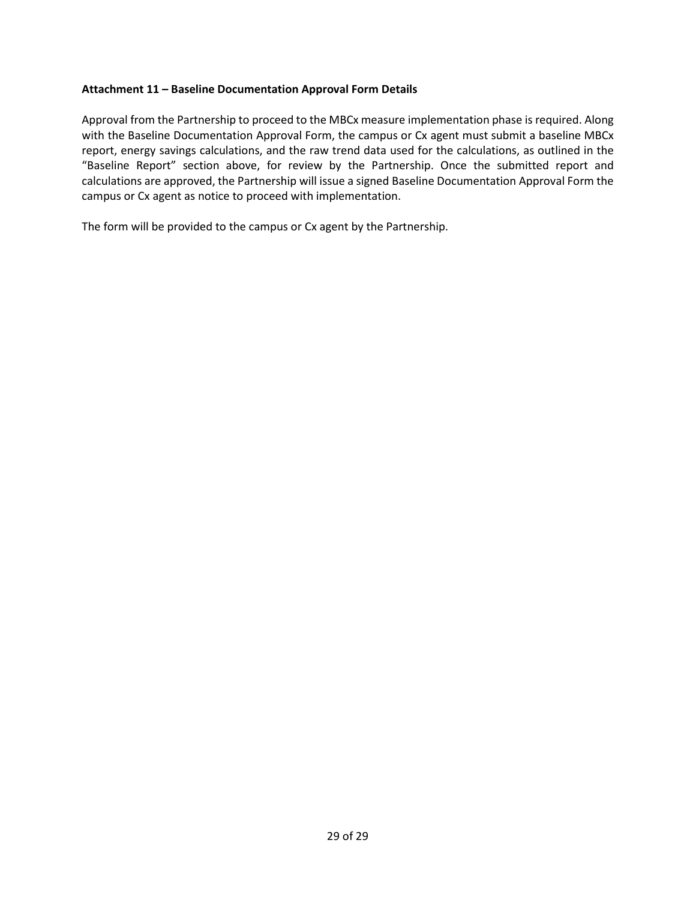**Attachment 11 – Baseline Documentation Approval Form Details**

Approval from the Partnership to proceed to the MBCx measure implementation phase is required. Along with the Baseline Documentation Approval Form, the campus or Cx agent must submit a baseline MBCx report, energy savings calculations, and the raw trend data used for the calculations, as outlined in the "Baseline Report" section above, for review by the Partnership. Once the submitted report and calculations are approved, the Partnership will issue a signed Baseline Documentation Approval Form the campus or Cx agent as notice to proceed with implementation.

The form will be provided to the campus or Cx agent by the Partnership.